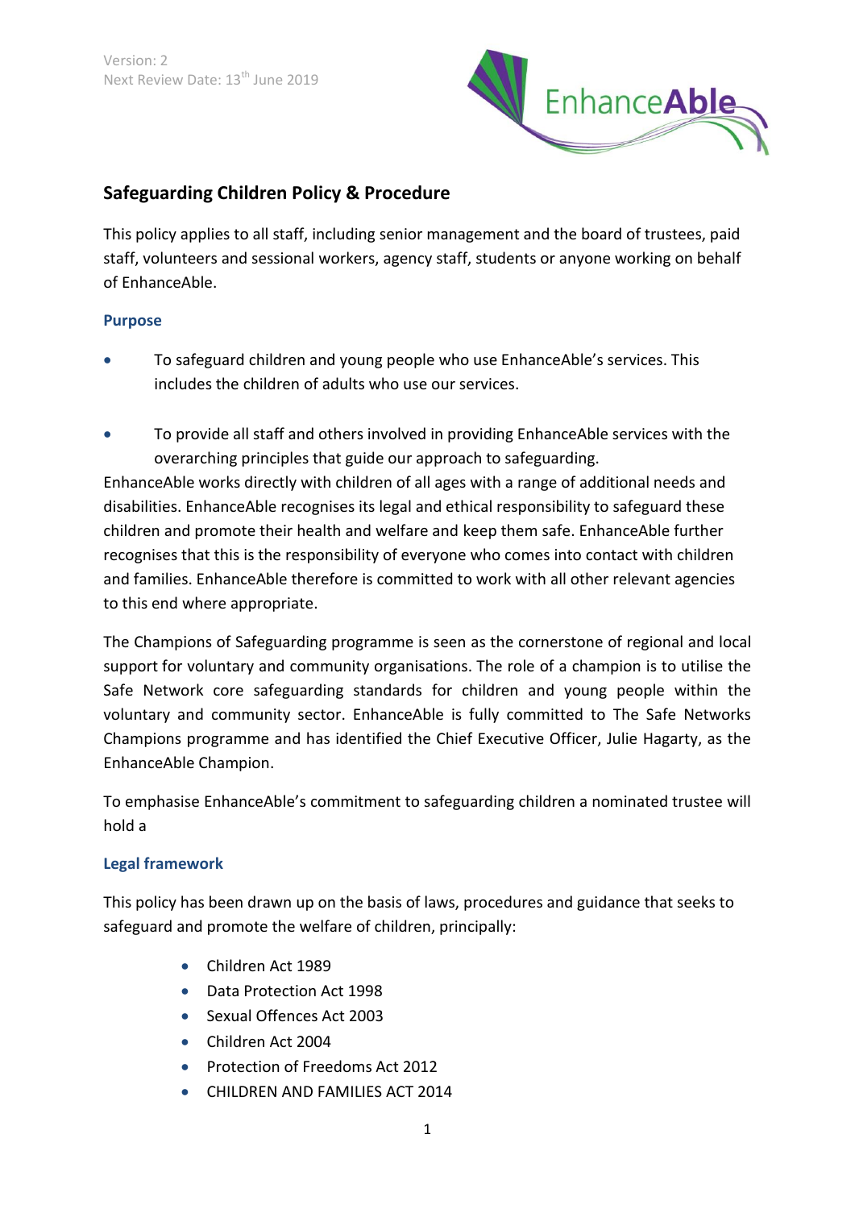Version: 2
Next Review Date: 13th June 2019

EnhanceAble

# Safeguarding Children Policy & Procedure

This policy applies to all staff, including senior management and the board of trustees, paid staff, volunteers and sessional workers, agency staff, students or anyone working on behalf of EnhanceAble.

## Purpose

- To safeguard children and young people who use EnhanceAble's services. This includes the children of adults who use our services.
- To provide all staff and others involved in providing EnhanceAble services with the overarching principles that guide our approach to safeguarding.

EnhanceAble works directly with children of all ages with a range of additional needs and disabilities. EnhanceAble recognises its legal and ethical responsibility to safeguard these children and promote their health and welfare and keep them safe. EnhanceAble further recognises that this is the responsibility of everyone who comes into contact with children and families. EnhanceAble therefore is committed to work with all other relevant agencies to this end where appropriate.

The Champions of Safeguarding programme is seen as the cornerstone of regional and local support for voluntary and community organisations. The role of a champion is to utilise the Safe Network core safeguarding standards for children and young people within the voluntary and community sector. EnhanceAble is fully committed to The Safe Networks Champions programme and has identified the Chief Executive Officer, Julie Hagarty, as the EnhanceAble Champion.

To emphasise EnhanceAble's commitment to safeguarding children a nominated trustee will hold a

## Legal framework

This policy has been drawn up on the basis of laws, procedures and guidance that seeks to safeguard and promote the welfare of children, principally:

- Children Act 1989
- Data Protection Act 1998
- Sexual Offences Act 2003
- Children Act 2004
- Protection of Freedoms Act 2012
- CHILDREN AND FAMILIES ACT 2014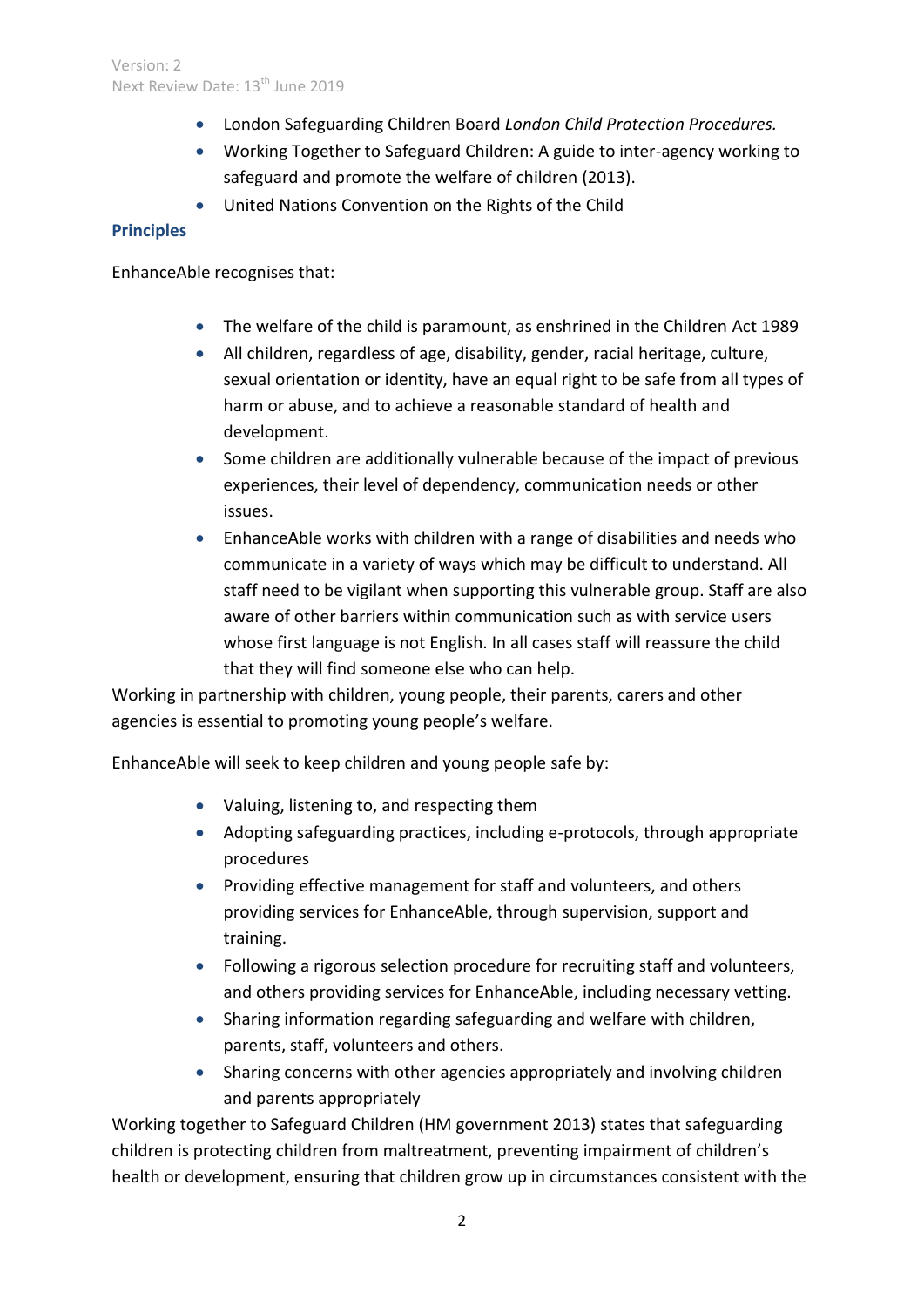- London Safeguarding Children Board *London Child Protection Procedures.*
- Working Together to Safeguard Children: A guide to inter-agency working to safeguard and promote the welfare of children (2013).
- United Nations Convention on the Rights of the Child

### Principles

EnhanceAble recognises that:

- The welfare of the child is paramount, as enshrined in the Children Act 1989
- All children, regardless of age, disability, gender, racial heritage, culture, sexual orientation or identity, have an equal right to be safe from all types of harm or abuse, and to achieve a reasonable standard of health and development.
- Some children are additionally vulnerable because of the impact of previous experiences, their level of dependency, communication needs or other issues.
- EnhanceAble works with children with a range of disabilities and needs who communicate in a variety of ways which may be difficult to understand. All staff need to be vigilant when supporting this vulnerable group. Staff are also aware of other barriers within communication such as with service users whose first language is not English. In all cases staff will reassure the child that they will find someone else who can help.

Working in partnership with children, young people, their parents, carers and other agencies is essential to promoting young people's welfare.

EnhanceAble will seek to keep children and young people safe by:

- Valuing, listening to, and respecting them
- Adopting safeguarding practices, including e-protocols, through appropriate procedures
- Providing effective management for staff and volunteers, and others providing services for EnhanceAble, through supervision, support and training.
- Following a rigorous selection procedure for recruiting staff and volunteers, and others providing services for EnhanceAble, including necessary vetting.
- Sharing information regarding safeguarding and welfare with children, parents, staff, volunteers and others.
- Sharing concerns with other agencies appropriately and involving children and parents appropriately

Working together to Safeguard Children (HM government 2013) states that safeguarding children is protecting children from maltreatment, preventing impairment of children's health or development, ensuring that children grow up in circumstances consistent with the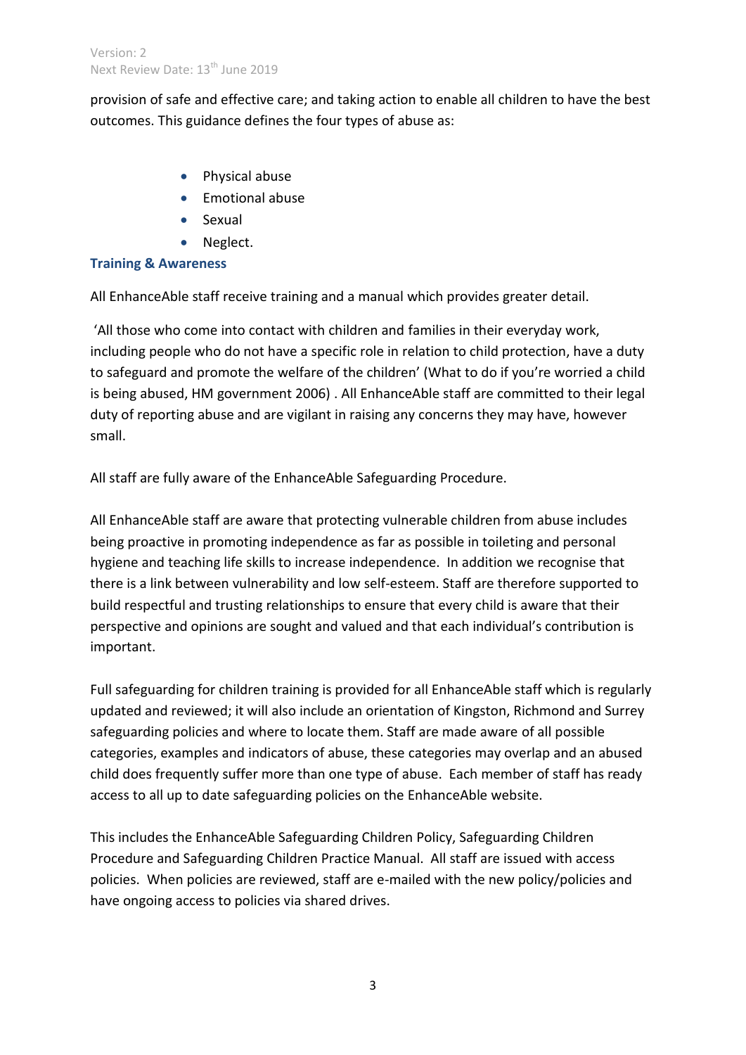provision of safe and effective care; and taking action to enable all children to have the best outcomes. This guidance defines the four types of abuse as:

- Physical abuse
- Emotional abuse
- Sexual
- Neglect.

### Training & Awareness

All EnhanceAble staff receive training and a manual which provides greater detail.

'All those who come into contact with children and families in their everyday work, including people who do not have a specific role in relation to child protection, have a duty to safeguard and promote the welfare of the children' (What to do if you're worried a child is being abused, HM government 2006) . All EnhanceAble staff are committed to their legal duty of reporting abuse and are vigilant in raising any concerns they may have, however small.

All staff are fully aware of the EnhanceAble Safeguarding Procedure.

All EnhanceAble staff are aware that protecting vulnerable children from abuse includes being proactive in promoting independence as far as possible in toileting and personal hygiene and teaching life skills to increase independence. In addition we recognise that there is a link between vulnerability and low self-esteem. Staff are therefore supported to build respectful and trusting relationships to ensure that every child is aware that their perspective and opinions are sought and valued and that each individual's contribution is important.

Full safeguarding for children training is provided for all EnhanceAble staff which is regularly updated and reviewed; it will also include an orientation of Kingston, Richmond and Surrey safeguarding policies and where to locate them. Staff are made aware of all possible categories, examples and indicators of abuse, these categories may overlap and an abused child does frequently suffer more than one type of abuse. Each member of staff has ready access to all up to date safeguarding policies on the EnhanceAble website.

This includes the EnhanceAble Safeguarding Children Policy, Safeguarding Children Procedure and Safeguarding Children Practice Manual. All staff are issued with access policies. When policies are reviewed, staff are e-mailed with the new policy/policies and have ongoing access to policies via shared drives.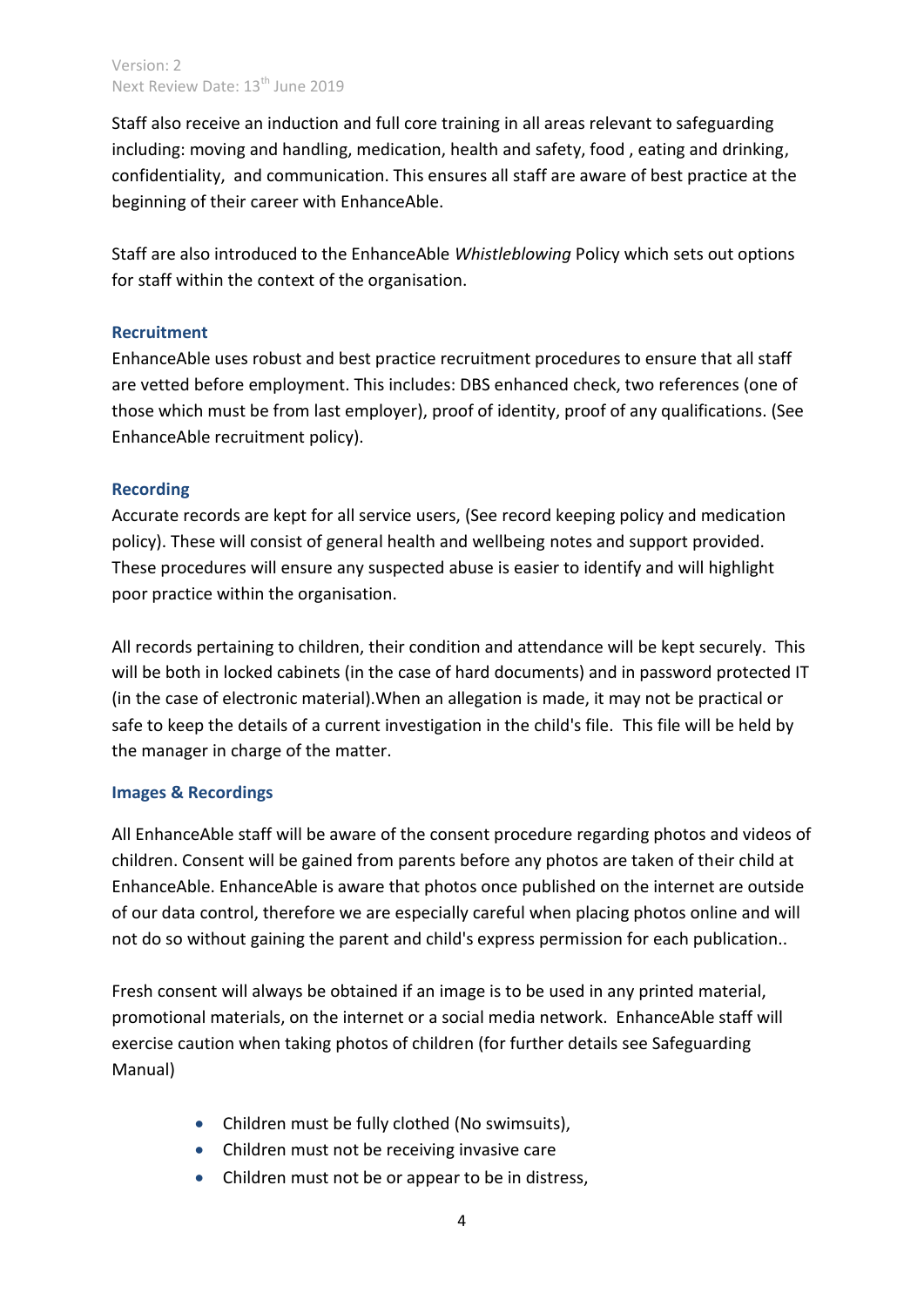Staff also receive an induction and full core training in all areas relevant to safeguarding including: moving and handling, medication, health and safety, food , eating and drinking, confidentiality, and communication. This ensures all staff are aware of best practice at the beginning of their career with EnhanceAble.

Staff are also introduced to the EnhanceAble *Whistleblowing* Policy which sets out options for staff within the context of the organisation.

### Recruitment

EnhanceAble uses robust and best practice recruitment procedures to ensure that all staff are vetted before employment. This includes: DBS enhanced check, two references (one of those which must be from last employer), proof of identity, proof of any qualifications. (See EnhanceAble recruitment policy).

### Recording

Accurate records are kept for all service users, (See record keeping policy and medication policy). These will consist of general health and wellbeing notes and support provided. These procedures will ensure any suspected abuse is easier to identify and will highlight poor practice within the organisation.

All records pertaining to children, their condition and attendance will be kept securely. This will be both in locked cabinets (in the case of hard documents) and in password protected IT (in the case of electronic material).When an allegation is made, it may not be practical or safe to keep the details of a current investigation in the child's file. This file will be held by the manager in charge of the matter.

### Images & Recordings

All EnhanceAble staff will be aware of the consent procedure regarding photos and videos of children. Consent will be gained from parents before any photos are taken of their child at EnhanceAble. EnhanceAble is aware that photos once published on the internet are outside of our data control, therefore we are especially careful when placing photos online and will not do so without gaining the parent and child's express permission for each publication..

Fresh consent will always be obtained if an image is to be used in any printed material, promotional materials, on the internet or a social media network. EnhanceAble staff will exercise caution when taking photos of children (for further details see Safeguarding Manual)

- Children must be fully clothed (No swimsuits),
- Children must not be receiving invasive care
- Children must not be or appear to be in distress,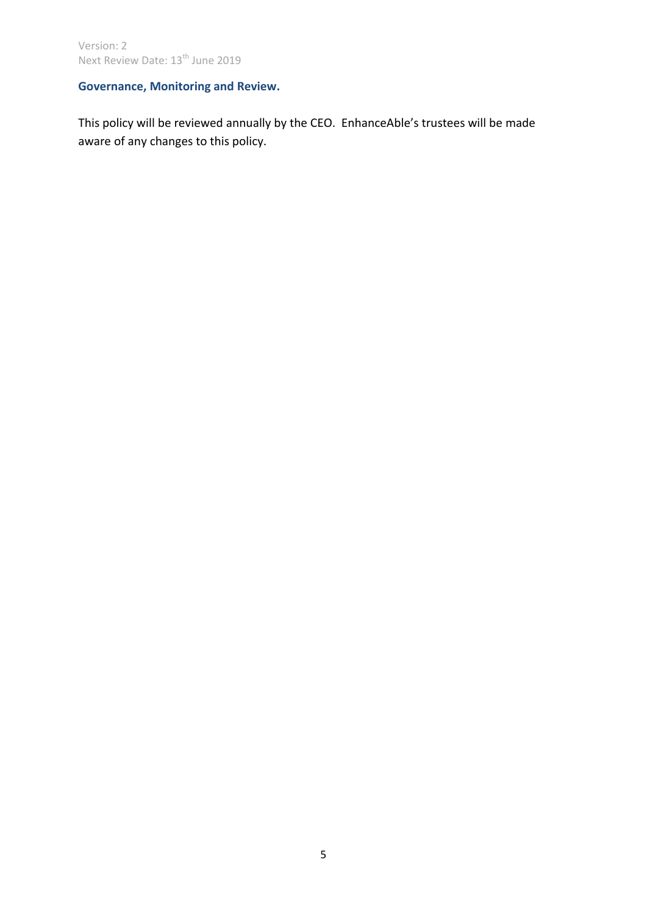## Governance, Monitoring and Review.

This policy will be reviewed annually by the CEO. EnhanceAble's trustees will be made aware of any changes to this policy.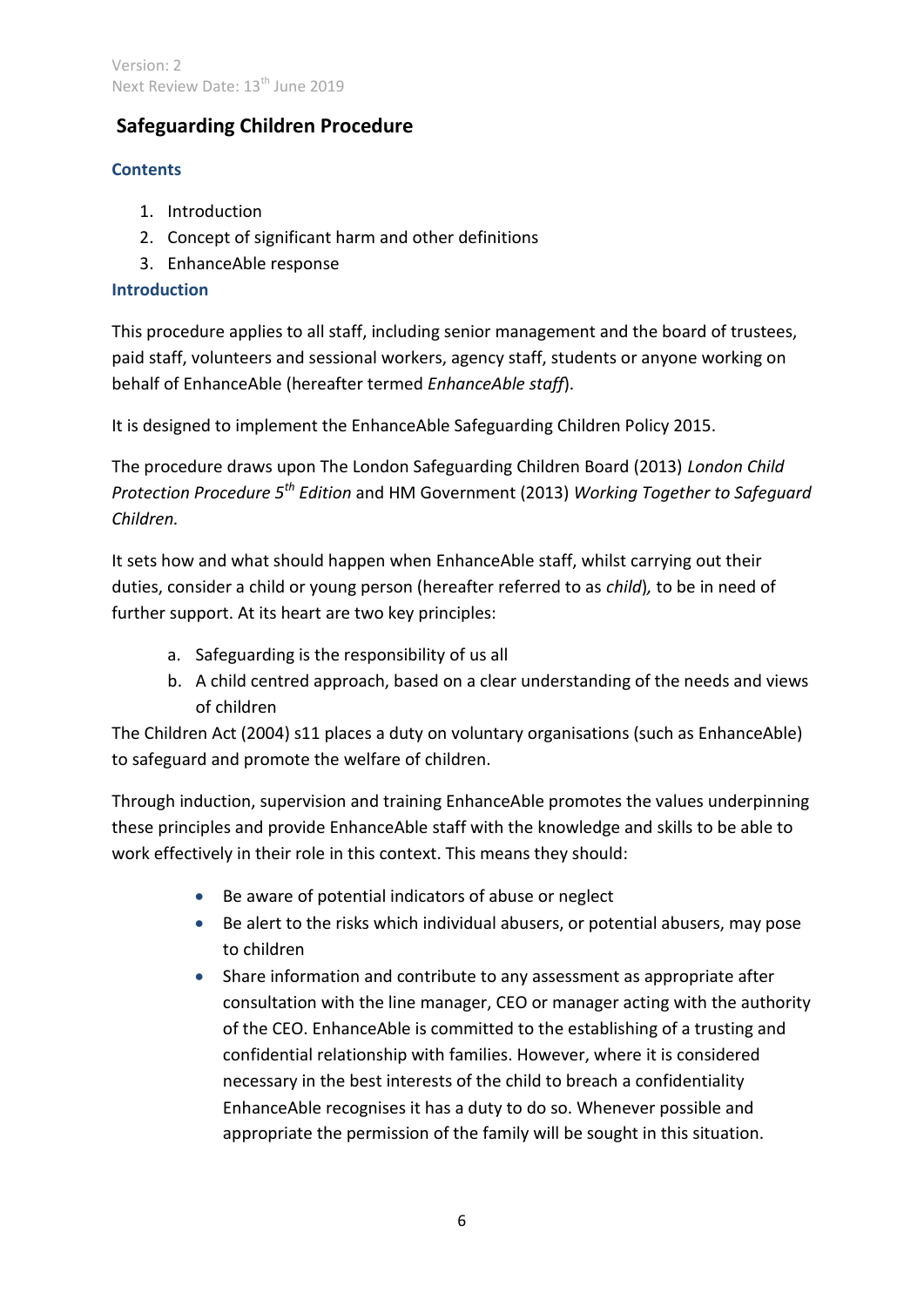Version: 2
Next Review Date: 13th June 2019

## Safeguarding Children Procedure

### Contents

1. Introduction
2. Concept of significant harm and other definitions
3. EnhanceAble response

### Introduction

This procedure applies to all staff, including senior management and the board of trustees, paid staff, volunteers and sessional workers, agency staff, students or anyone working on behalf of EnhanceAble (hereafter termed *EnhanceAble staff*).

It is designed to implement the EnhanceAble Safeguarding Children Policy 2015.

The procedure draws upon The London Safeguarding Children Board (2013) *London Child Protection Procedure 5th Edition* and HM Government (2013) *Working Together to Safeguard Children.*

It sets how and what should happen when EnhanceAble staff, whilst carrying out their duties, consider a child or young person (hereafter referred to as *child*), to be in need of further support. At its heart are two key principles:

a. Safeguarding is the responsibility of us all
b. A child centred approach, based on a clear understanding of the needs and views of children

The Children Act (2004) s11 places a duty on voluntary organisations (such as EnhanceAble) to safeguard and promote the welfare of children.

Through induction, supervision and training EnhanceAble promotes the values underpinning these principles and provide EnhanceAble staff with the knowledge and skills to be able to work effectively in their role in this context. This means they should:

- Be aware of potential indicators of abuse or neglect
- Be alert to the risks which individual abusers, or potential abusers, may pose to children
- Share information and contribute to any assessment as appropriate after consultation with the line manager, CEO or manager acting with the authority of the CEO. EnhanceAble is committed to the establishing of a trusting and confidential relationship with families. However, where it is considered necessary in the best interests of the child to breach a confidentiality EnhanceAble recognises it has a duty to do so. Whenever possible and appropriate the permission of the family will be sought in this situation.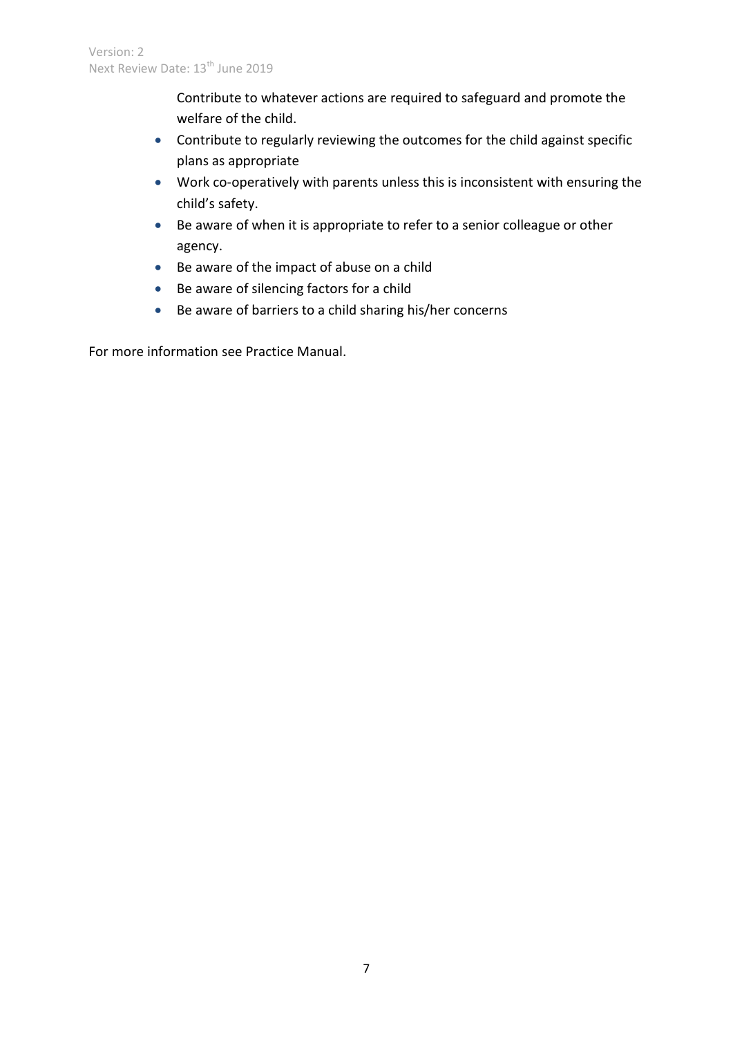Contribute to whatever actions are required to safeguard and promote the welfare of the child.

- Contribute to regularly reviewing the outcomes for the child against specific plans as appropriate
- Work co-operatively with parents unless this is inconsistent with ensuring the child's safety.
- Be aware of when it is appropriate to refer to a senior colleague or other agency.
- Be aware of the impact of abuse on a child
- Be aware of silencing factors for a child
- Be aware of barriers to a child sharing his/her concerns

For more information see Practice Manual.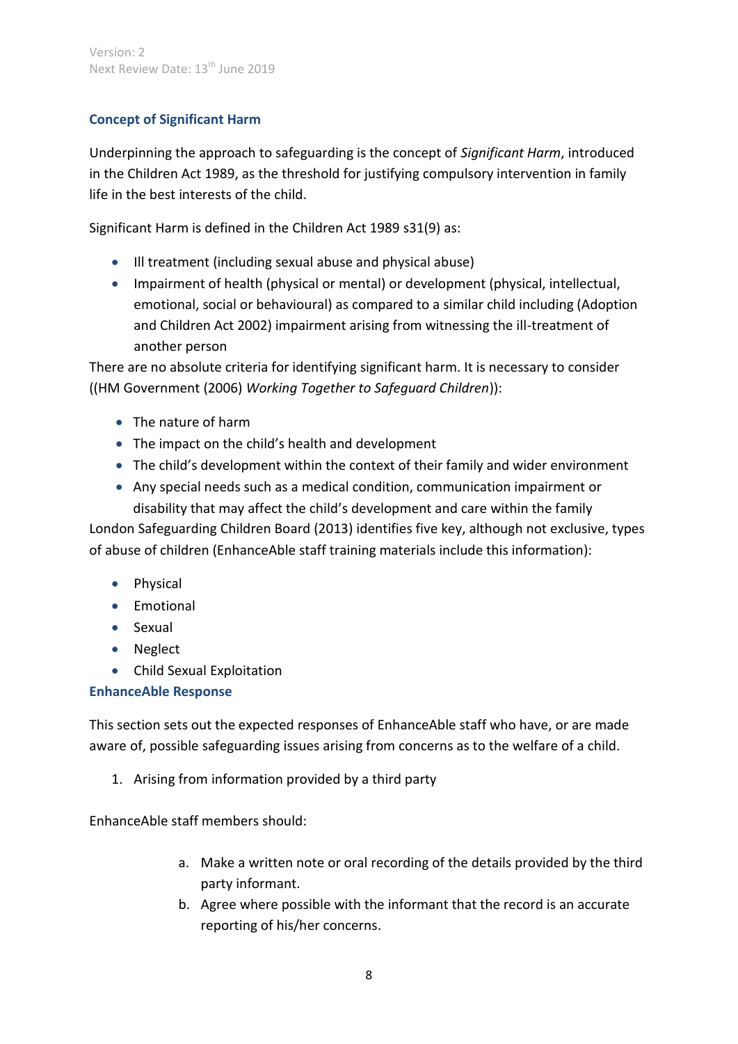## Concept of Significant Harm

Underpinning the approach to safeguarding is the concept of *Significant Harm*, introduced in the Children Act 1989, as the threshold for justifying compulsory intervention in family life in the best interests of the child.

Significant Harm is defined in the Children Act 1989 s31(9) as:

- Ill treatment (including sexual abuse and physical abuse)
- Impairment of health (physical or mental) or development (physical, intellectual, emotional, social or behavioural) as compared to a similar child including (Adoption and Children Act 2002) impairment arising from witnessing the ill-treatment of another person

There are no absolute criteria for identifying significant harm. It is necessary to consider ((HM Government (2006) *Working Together to Safeguard Children*)):

- The nature of harm
- The impact on the child's health and development
- The child's development within the context of their family and wider environment
- Any special needs such as a medical condition, communication impairment or disability that may affect the child's development and care within the family

London Safeguarding Children Board (2013) identifies five key, although not exclusive, types of abuse of children (EnhanceAble staff training materials include this information):

- Physical
- Emotional
- Sexual
- Neglect
- Child Sexual Exploitation

## EnhanceAble Response

This section sets out the expected responses of EnhanceAble staff who have, or are made aware of, possible safeguarding issues arising from concerns as to the welfare of a child.

1. Arising from information provided by a third party

EnhanceAble staff members should:

a. Make a written note or oral recording of the details provided by the third party informant.
b. Agree where possible with the informant that the record is an accurate reporting of his/her concerns.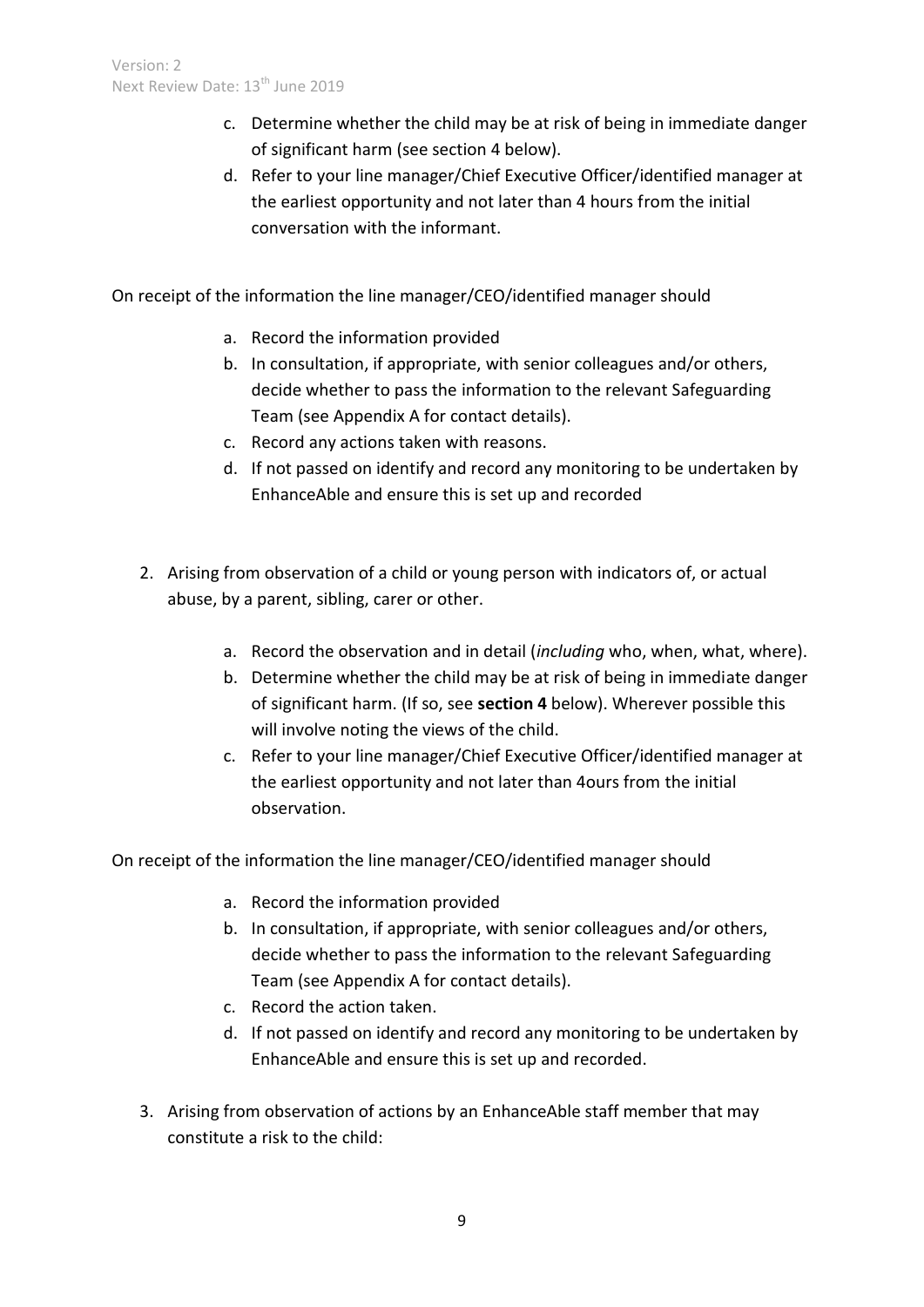c. Determine whether the child may be at risk of being in immediate danger of significant harm (see section 4 below).

d. Refer to your line manager/Chief Executive Officer/identified manager at the earliest opportunity and not later than 4 hours from the initial conversation with the informant.

On receipt of the information the line manager/CEO/identified manager should

a. Record the information provided
b. In consultation, if appropriate, with senior colleagues and/or others, decide whether to pass the information to the relevant Safeguarding Team (see Appendix A for contact details).
c. Record any actions taken with reasons.
d. If not passed on identify and record any monitoring to be undertaken by EnhanceAble and ensure this is set up and recorded

2. Arising from observation of a child or young person with indicators of, or actual abuse, by a parent, sibling, carer or other.

    a. Record the observation and in detail (*including* who, when, what, where).
    b. Determine whether the child may be at risk of being in immediate danger of significant harm. (If so, see **section 4** below). Wherever possible this will involve noting the views of the child.
    c. Refer to your line manager/Chief Executive Officer/identified manager at the earliest opportunity and not later than 4ours from the initial observation.

On receipt of the information the line manager/CEO/identified manager should

a. Record the information provided
b. In consultation, if appropriate, with senior colleagues and/or others, decide whether to pass the information to the relevant Safeguarding Team (see Appendix A for contact details).
c. Record the action taken.
d. If not passed on identify and record any monitoring to be undertaken by EnhanceAble and ensure this is set up and recorded.

3. Arising from observation of actions by an EnhanceAble staff member that may constitute a risk to the child: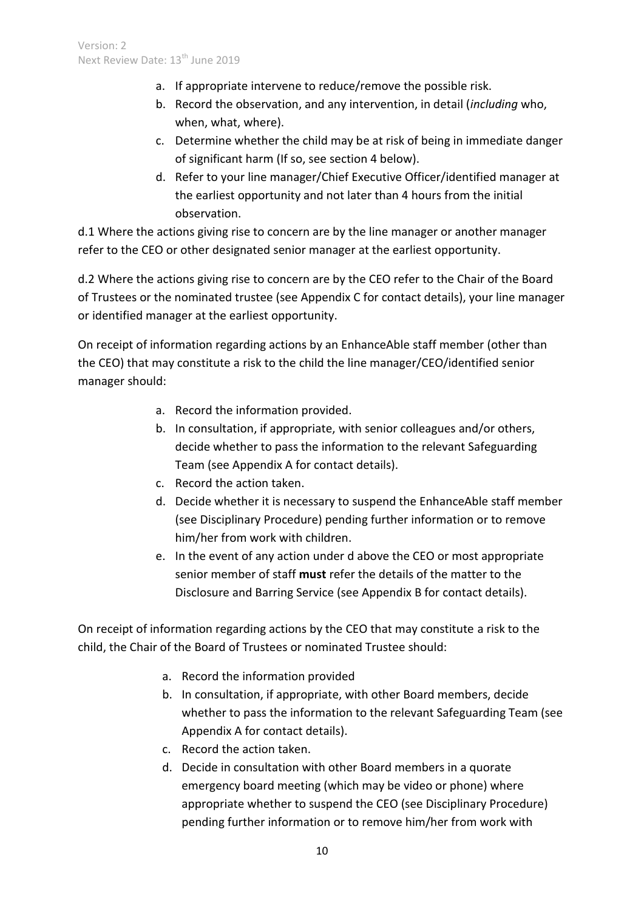a. If appropriate intervene to reduce/remove the possible risk.
b. Record the observation, and any intervention, in detail (*including* who, when, what, where).
c. Determine whether the child may be at risk of being in immediate danger of significant harm (If so, see section 4 below).
d. Refer to your line manager/Chief Executive Officer/identified manager at the earliest opportunity and not later than 4 hours from the initial observation.

d.1 Where the actions giving rise to concern are by the line manager or another manager refer to the CEO or other designated senior manager at the earliest opportunity.

d.2 Where the actions giving rise to concern are by the CEO refer to the Chair of the Board of Trustees or the nominated trustee (see Appendix C for contact details), your line manager or identified manager at the earliest opportunity.

On receipt of information regarding actions by an EnhanceAble staff member (other than the CEO) that may constitute a risk to the child the line manager/CEO/identified senior manager should:

a. Record the information provided.
b. In consultation, if appropriate, with senior colleagues and/or others, decide whether to pass the information to the relevant Safeguarding Team (see Appendix A for contact details).
c. Record the action taken.
d. Decide whether it is necessary to suspend the EnhanceAble staff member (see Disciplinary Procedure) pending further information or to remove him/her from work with children.
e. In the event of any action under d above the CEO or most appropriate senior member of staff **must** refer the details of the matter to the Disclosure and Barring Service (see Appendix B for contact details).

On receipt of information regarding actions by the CEO that may constitute a risk to the child, the Chair of the Board of Trustees or nominated Trustee should:

a. Record the information provided
b. In consultation, if appropriate, with other Board members, decide whether to pass the information to the relevant Safeguarding Team (see Appendix A for contact details).
c. Record the action taken.
d. Decide in consultation with other Board members in a quorate emergency board meeting (which may be video or phone) where appropriate whether to suspend the CEO (see Disciplinary Procedure) pending further information or to remove him/her from work with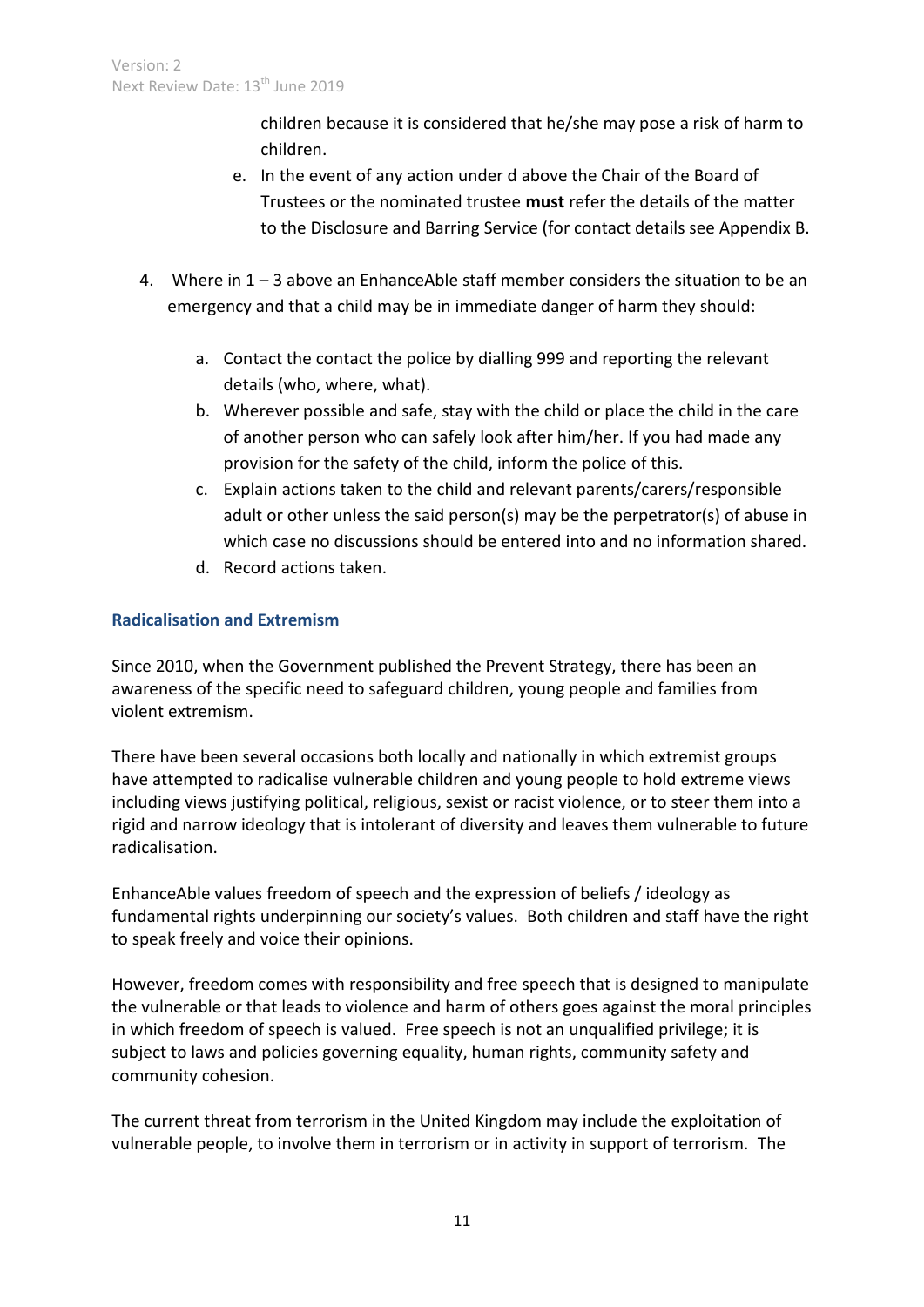children because it is considered that he/she may pose a risk of harm to children.

   e. In the event of any action under d above the Chair of the Board of Trustees or the nominated trustee **must** refer the details of the matter to the Disclosure and Barring Service (for contact details see Appendix B.

4. Where in 1 – 3 above an EnhanceAble staff member considers the situation to be an emergency and that a child may be in immediate danger of harm they should:

   a. Contact the contact the police by dialling 999 and reporting the relevant details (who, where, what).
   b. Wherever possible and safe, stay with the child or place the child in the care of another person who can safely look after him/her. If you had made any provision for the safety of the child, inform the police of this.
   c. Explain actions taken to the child and relevant parents/carers/responsible adult or other unless the said person(s) may be the perpetrator(s) of abuse in which case no discussions should be entered into and no information shared.
   d. Record actions taken.

### Radicalisation and Extremism

Since 2010, when the Government published the Prevent Strategy, there has been an awareness of the specific need to safeguard children, young people and families from violent extremism.

There have been several occasions both locally and nationally in which extremist groups have attempted to radicalise vulnerable children and young people to hold extreme views including views justifying political, religious, sexist or racist violence, or to steer them into a rigid and narrow ideology that is intolerant of diversity and leaves them vulnerable to future radicalisation.

EnhanceAble values freedom of speech and the expression of beliefs / ideology as fundamental rights underpinning our society's values. Both children and staff have the right to speak freely and voice their opinions.

However, freedom comes with responsibility and free speech that is designed to manipulate the vulnerable or that leads to violence and harm of others goes against the moral principles in which freedom of speech is valued. Free speech is not an unqualified privilege; it is subject to laws and policies governing equality, human rights, community safety and community cohesion.

The current threat from terrorism in the United Kingdom may include the exploitation of vulnerable people, to involve them in terrorism or in activity in support of terrorism. The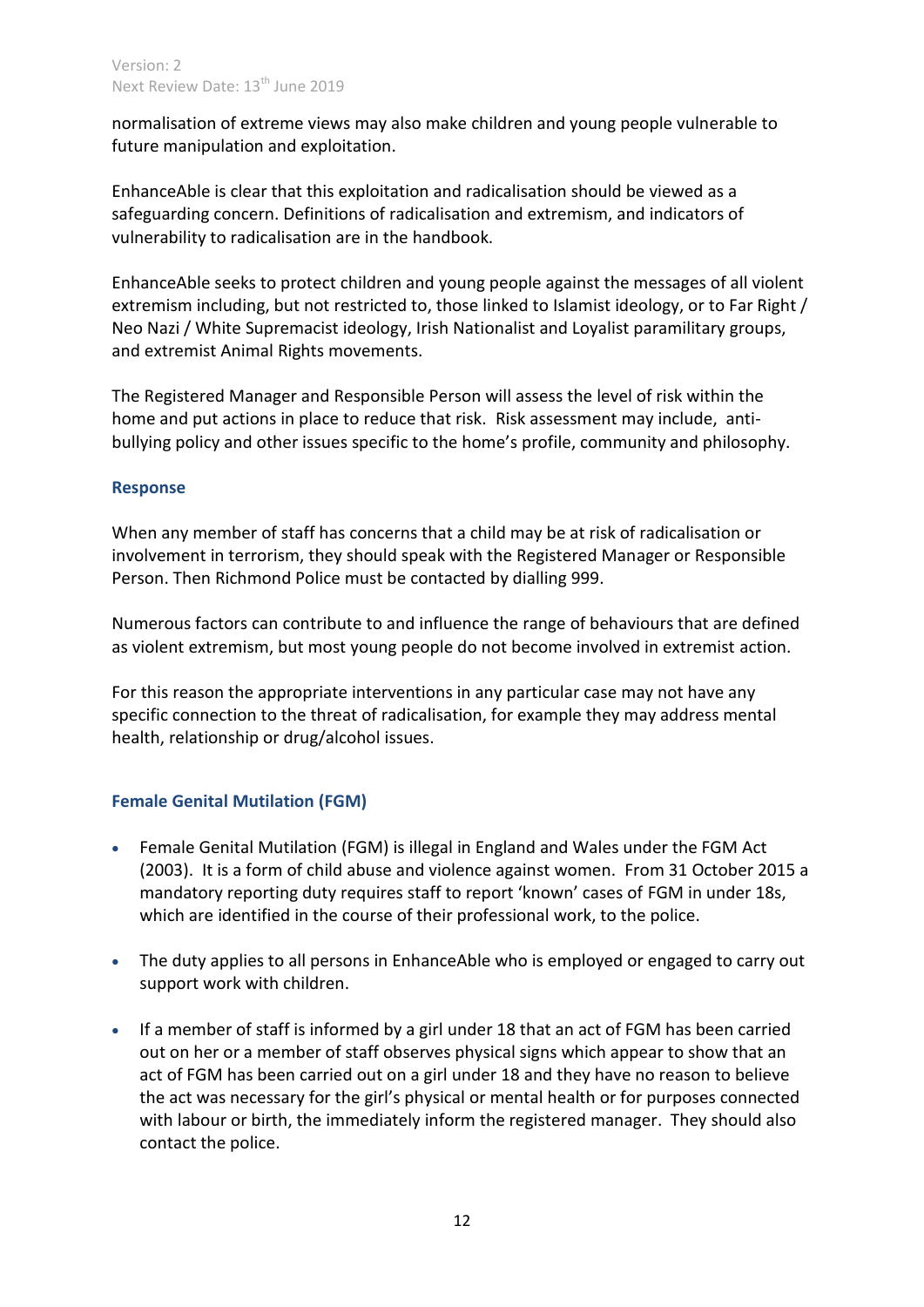normalisation of extreme views may also make children and young people vulnerable to future manipulation and exploitation.

EnhanceAble is clear that this exploitation and radicalisation should be viewed as a safeguarding concern. Definitions of radicalisation and extremism, and indicators of vulnerability to radicalisation are in the handbook.

EnhanceAble seeks to protect children and young people against the messages of all violent extremism including, but not restricted to, those linked to Islamist ideology, or to Far Right / Neo Nazi / White Supremacist ideology, Irish Nationalist and Loyalist paramilitary groups, and extremist Animal Rights movements.

The Registered Manager and Responsible Person will assess the level of risk within the home and put actions in place to reduce that risk. Risk assessment may include, anti-bullying policy and other issues specific to the home's profile, community and philosophy.

### Response

When any member of staff has concerns that a child may be at risk of radicalisation or involvement in terrorism, they should speak with the Registered Manager or Responsible Person. Then Richmond Police must be contacted by dialling 999.

Numerous factors can contribute to and influence the range of behaviours that are defined as violent extremism, but most young people do not become involved in extremist action.

For this reason the appropriate interventions in any particular case may not have any specific connection to the threat of radicalisation, for example they may address mental health, relationship or drug/alcohol issues.

### Female Genital Mutilation (FGM)

- Female Genital Mutilation (FGM) is illegal in England and Wales under the FGM Act (2003). It is a form of child abuse and violence against women. From 31 October 2015 a mandatory reporting duty requires staff to report 'known' cases of FGM in under 18s, which are identified in the course of their professional work, to the police.

- The duty applies to all persons in EnhanceAble who is employed or engaged to carry out support work with children.

- If a member of staff is informed by a girl under 18 that an act of FGM has been carried out on her or a member of staff observes physical signs which appear to show that an act of FGM has been carried out on a girl under 18 and they have no reason to believe the act was necessary for the girl's physical or mental health or for purposes connected with labour or birth, the immediately inform the registered manager. They should also contact the police.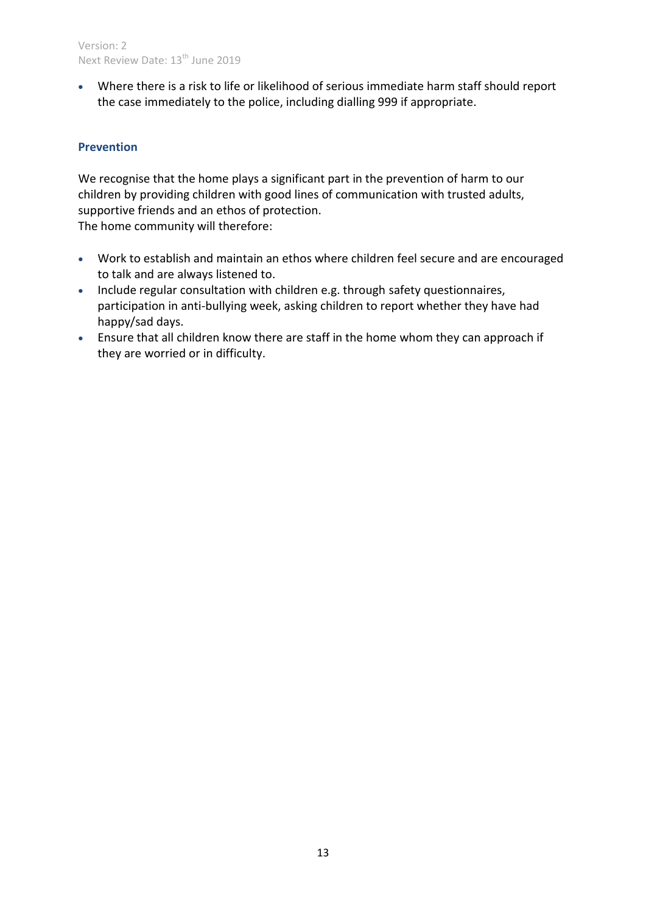- Where there is a risk to life or likelihood of serious immediate harm staff should report the case immediately to the police, including dialling 999 if appropriate.

### Prevention

We recognise that the home plays a significant part in the prevention of harm to our children by providing children with good lines of communication with trusted adults, supportive friends and an ethos of protection.
The home community will therefore:

- Work to establish and maintain an ethos where children feel secure and are encouraged to talk and are always listened to.
- Include regular consultation with children e.g. through safety questionnaires, participation in anti-bullying week, asking children to report whether they have had happy/sad days.
- Ensure that all children know there are staff in the home whom they can approach if they are worried or in difficulty.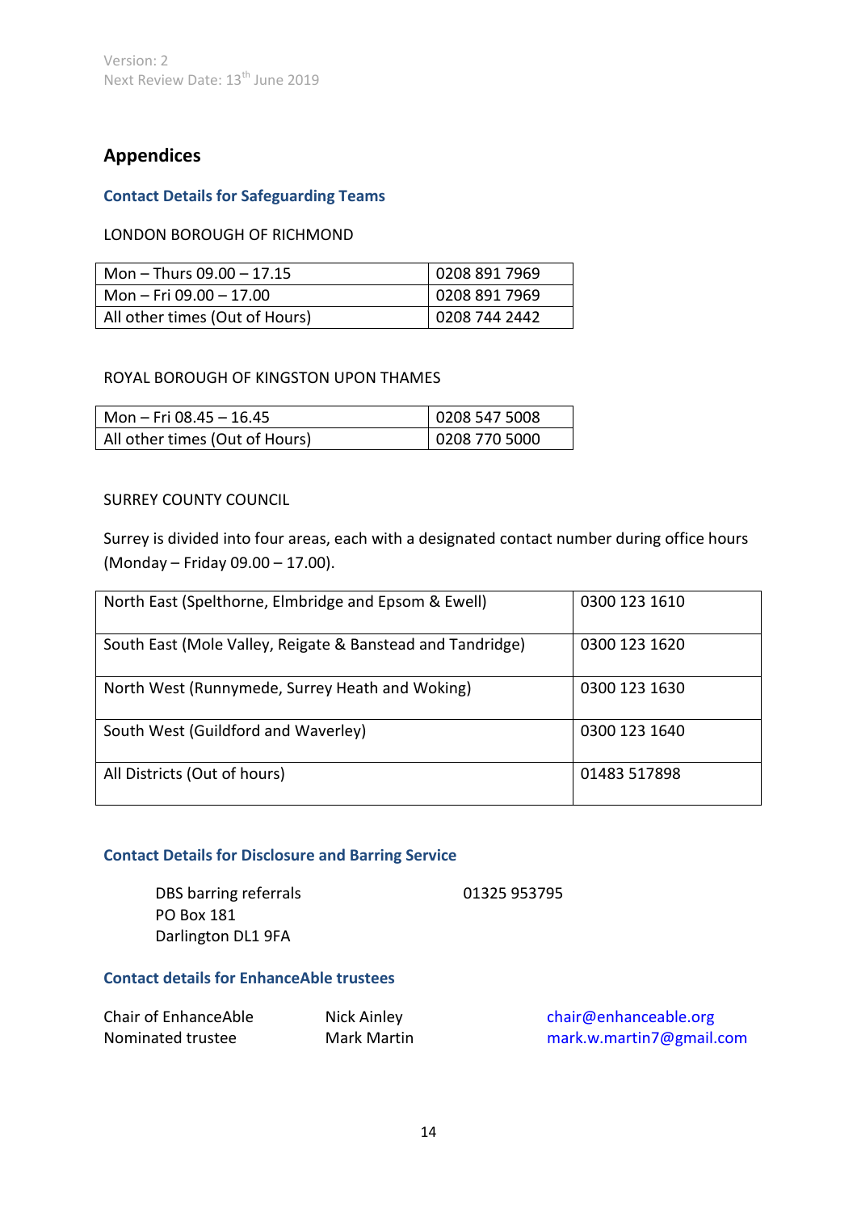Version: 2
Next Review Date: 13th June 2019

## Appendices

### Contact Details for Safeguarding Teams

LONDON BOROUGH OF RICHMOND

| | |
|---|---|
| Mon – Thurs 09.00 – 17.15 | 0208 891 7969 |
| Mon – Fri 09.00 – 17.00 | 0208 891 7969 |
| All other times (Out of Hours) | 0208 744 2442 |

ROYAL BOROUGH OF KINGSTON UPON THAMES

| | |
|---|---|
| Mon – Fri 08.45 – 16.45 | 0208 547 5008 |
| All other times (Out of Hours) | 0208 770 5000 |

SURREY COUNTY COUNCIL

Surrey is divided into four areas, each with a designated contact number during office hours (Monday – Friday 09.00 – 17.00).

| | |
|---|---|
| North East (Spelthorne, Elmbridge and Epsom & Ewell) | 0300 123 1610 |
| South East (Mole Valley, Reigate & Banstead and Tandridge) | 0300 123 1620 |
| North West (Runnymede, Surrey Heath and Woking) | 0300 123 1630 |
| South West (Guildford and Waverley) | 0300 123 1640 |
| All Districts (Out of hours) | 01483 517898 |

### Contact Details for Disclosure and Barring Service

DBS barring referrals — 01325 953795
PO Box 181
Darlington DL1 9FA

### Contact details for EnhanceAble trustees

| | | |
|---|---|---|
| Chair of EnhanceAble | Nick Ainley | chair@enhanceable.org |
| Nominated trustee | Mark Martin | mark.w.martin7@gmail.com |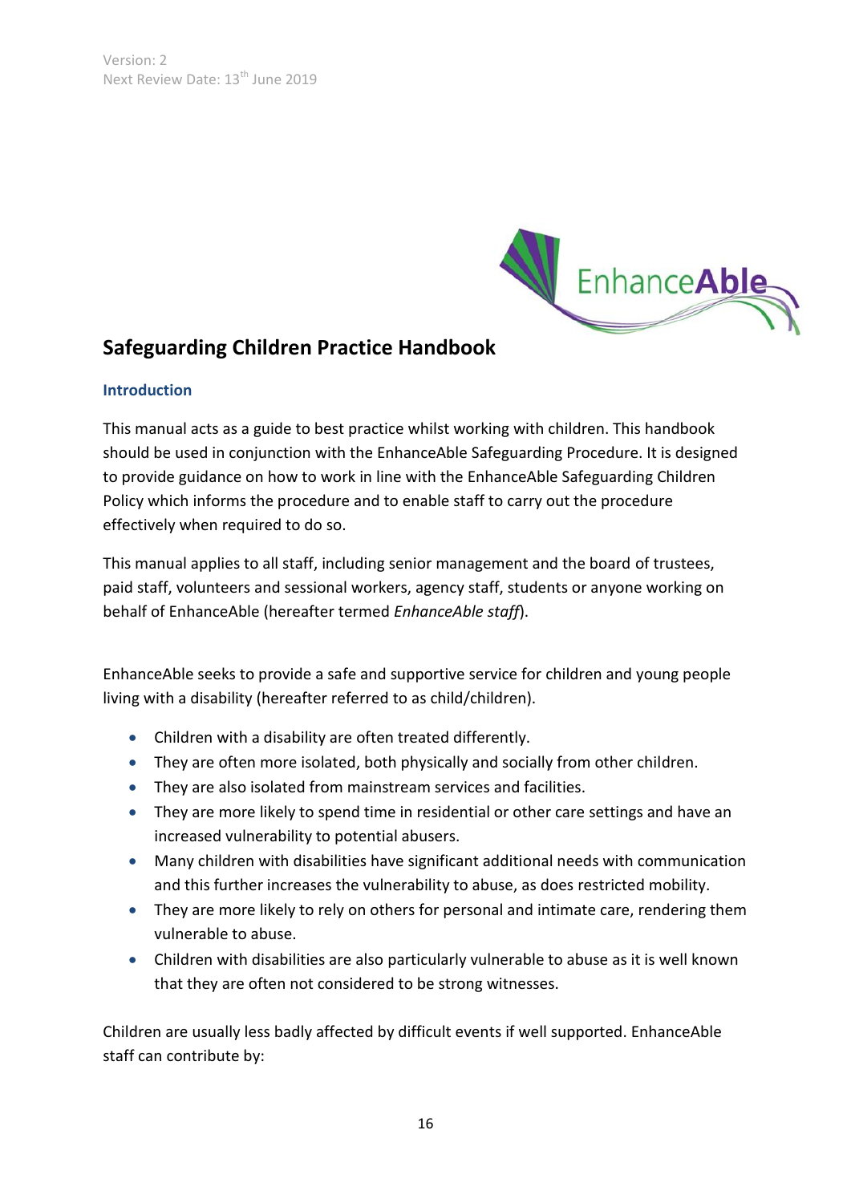Version: 2
Next Review Date: 13th June 2019

# Safeguarding Children Practice Handbook

## Introduction

This manual acts as a guide to best practice whilst working with children. This handbook should be used in conjunction with the EnhanceAble Safeguarding Procedure. It is designed to provide guidance on how to work in line with the EnhanceAble Safeguarding Children Policy which informs the procedure and to enable staff to carry out the procedure effectively when required to do so.

This manual applies to all staff, including senior management and the board of trustees, paid staff, volunteers and sessional workers, agency staff, students or anyone working on behalf of EnhanceAble (hereafter termed *EnhanceAble staff*).

EnhanceAble seeks to provide a safe and supportive service for children and young people living with a disability (hereafter referred to as child/children).

- Children with a disability are often treated differently.
- They are often more isolated, both physically and socially from other children.
- They are also isolated from mainstream services and facilities.
- They are more likely to spend time in residential or other care settings and have an increased vulnerability to potential abusers.
- Many children with disabilities have significant additional needs with communication and this further increases the vulnerability to abuse, as does restricted mobility.
- They are more likely to rely on others for personal and intimate care, rendering them vulnerable to abuse.
- Children with disabilities are also particularly vulnerable to abuse as it is well known that they are often not considered to be strong witnesses.

Children are usually less badly affected by difficult events if well supported. EnhanceAble staff can contribute by: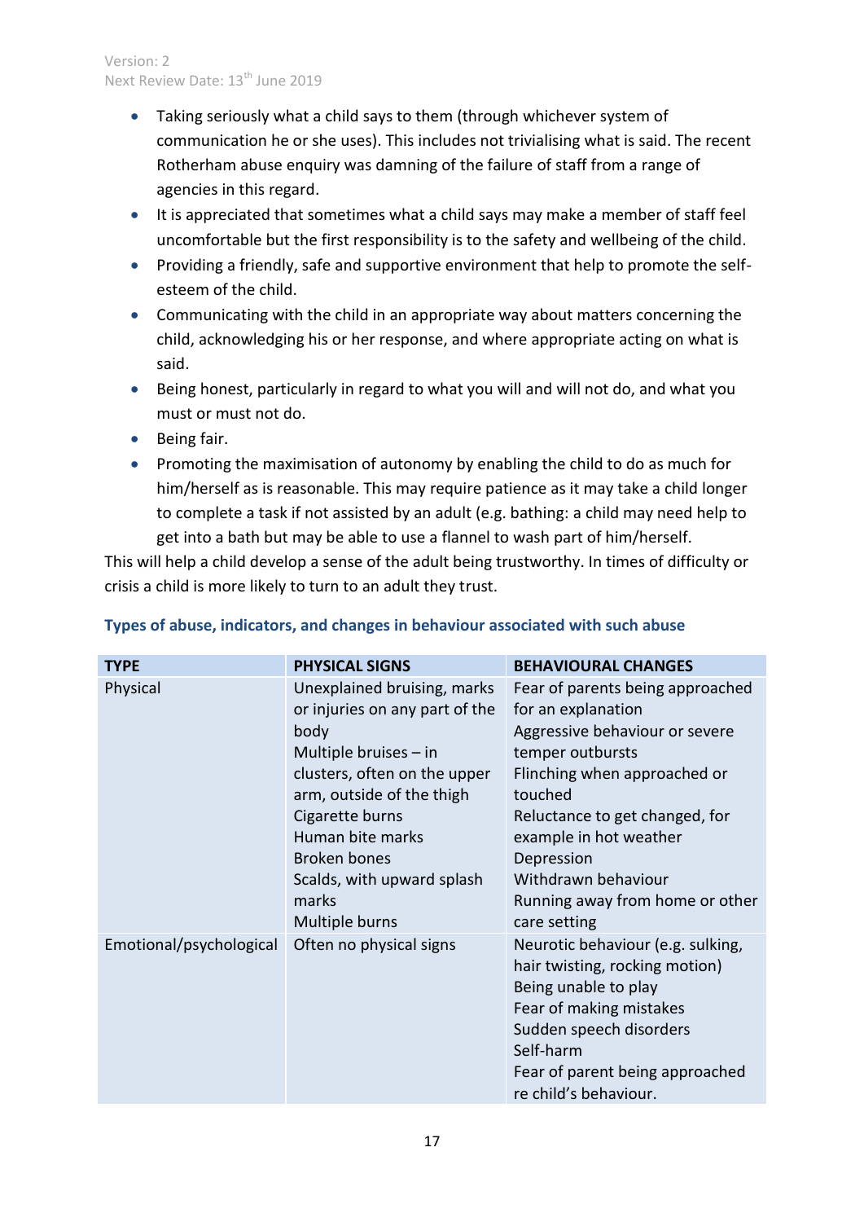- Taking seriously what a child says to them (through whichever system of communication he or she uses). This includes not trivialising what is said. The recent Rotherham abuse enquiry was damning of the failure of staff from a range of agencies in this regard.
- It is appreciated that sometimes what a child says may make a member of staff feel uncomfortable but the first responsibility is to the safety and wellbeing of the child.
- Providing a friendly, safe and supportive environment that help to promote the self-esteem of the child.
- Communicating with the child in an appropriate way about matters concerning the child, acknowledging his or her response, and where appropriate acting on what is said.
- Being honest, particularly in regard to what you will and will not do, and what you must or must not do.
- Being fair.
- Promoting the maximisation of autonomy by enabling the child to do as much for him/herself as is reasonable. This may require patience as it may take a child longer to complete a task if not assisted by an adult (e.g. bathing: a child may need help to get into a bath but may be able to use a flannel to wash part of him/herself.

This will help a child develop a sense of the adult being trustworthy. In times of difficulty or crisis a child is more likely to turn to an adult they trust.

### Types of abuse, indicators, and changes in behaviour associated with such abuse

| TYPE | PHYSICAL SIGNS | BEHAVIOURAL CHANGES |
|---|---|---|
| Physical | Unexplained bruising, marks or injuries on any part of the body<br>Multiple bruises – in clusters, often on the upper arm, outside of the thigh<br>Cigarette burns<br>Human bite marks<br>Broken bones<br>Scalds, with upward splash marks<br>Multiple burns | Fear of parents being approached for an explanation<br>Aggressive behaviour or severe temper outbursts<br>Flinching when approached or touched<br>Reluctance to get changed, for example in hot weather<br>Depression<br>Withdrawn behaviour<br>Running away from home or other care setting |
| Emotional/psychological | Often no physical signs | Neurotic behaviour (e.g. sulking, hair twisting, rocking motion)<br>Being unable to play<br>Fear of making mistakes<br>Sudden speech disorders<br>Self-harm<br>Fear of parent being approached re child's behaviour. |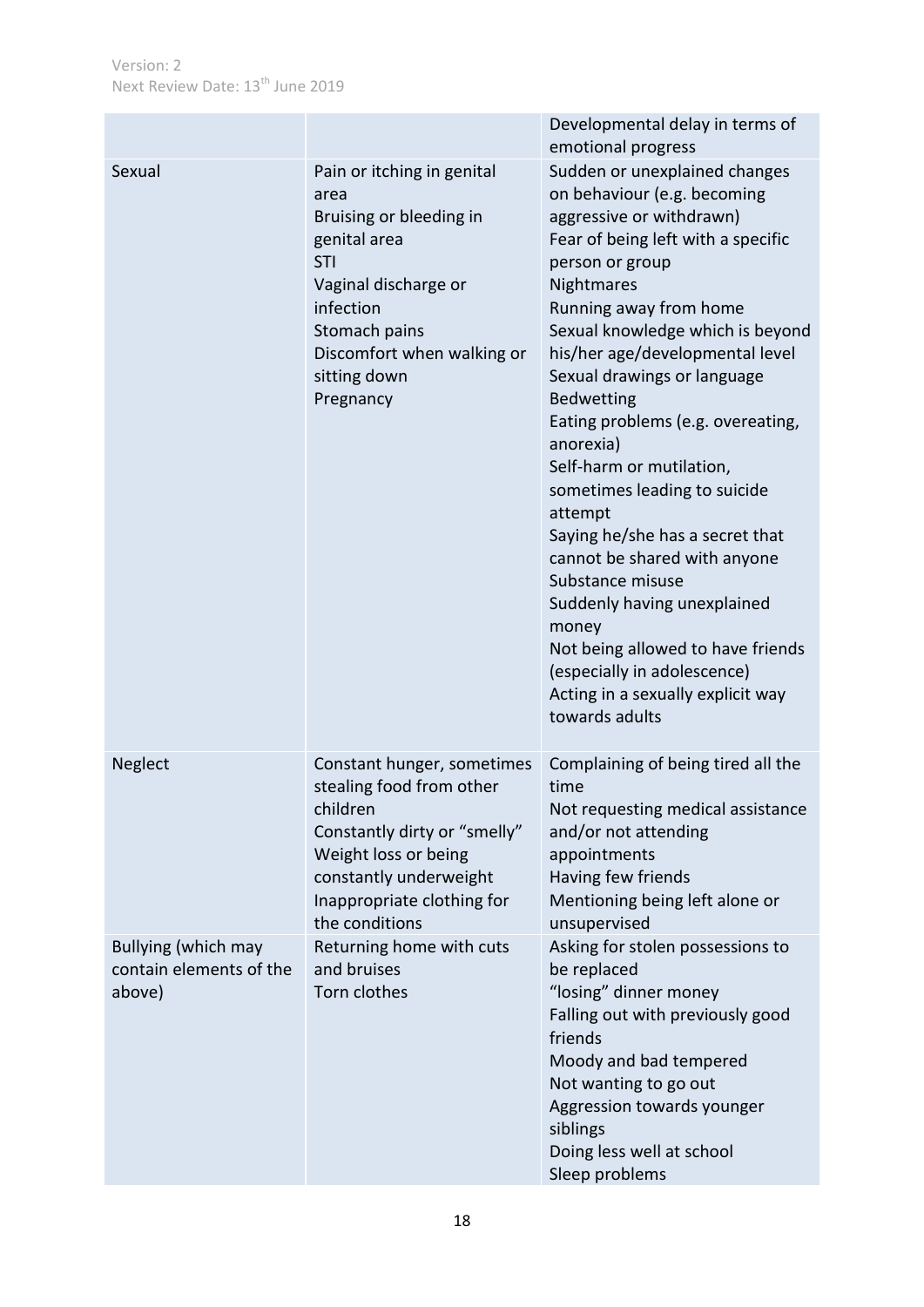| | | |
|---|---|---|
| | | Developmental delay in terms of emotional progress |
| Sexual | Pain or itching in genital area<br>Bruising or bleeding in genital area<br>STI<br>Vaginal discharge or infection<br>Stomach pains<br>Discomfort when walking or sitting down<br>Pregnancy | Sudden or unexplained changes on behaviour (e.g. becoming aggressive or withdrawn)<br>Fear of being left with a specific person or group<br>Nightmares<br>Running away from home<br>Sexual knowledge which is beyond his/her age/developmental level<br>Sexual drawings or language<br>Bedwetting<br>Eating problems (e.g. overeating, anorexia)<br>Self-harm or mutilation, sometimes leading to suicide attempt<br>Saying he/she has a secret that cannot be shared with anyone<br>Substance misuse<br>Suddenly having unexplained money<br>Not being allowed to have friends (especially in adolescence)<br>Acting in a sexually explicit way towards adults |
| Neglect | Constant hunger, sometimes stealing food from other children<br>Constantly dirty or "smelly"<br>Weight loss or being constantly underweight<br>Inappropriate clothing for the conditions | Complaining of being tired all the time<br>Not requesting medical assistance and/or not attending appointments<br>Having few friends<br>Mentioning being left alone or unsupervised |
| Bullying (which may contain elements of the above) | Returning home with cuts and bruises<br>Torn clothes | Asking for stolen possessions to be replaced<br>"losing" dinner money<br>Falling out with previously good friends<br>Moody and bad tempered<br>Not wanting to go out<br>Aggression towards younger siblings<br>Doing less well at school<br>Sleep problems |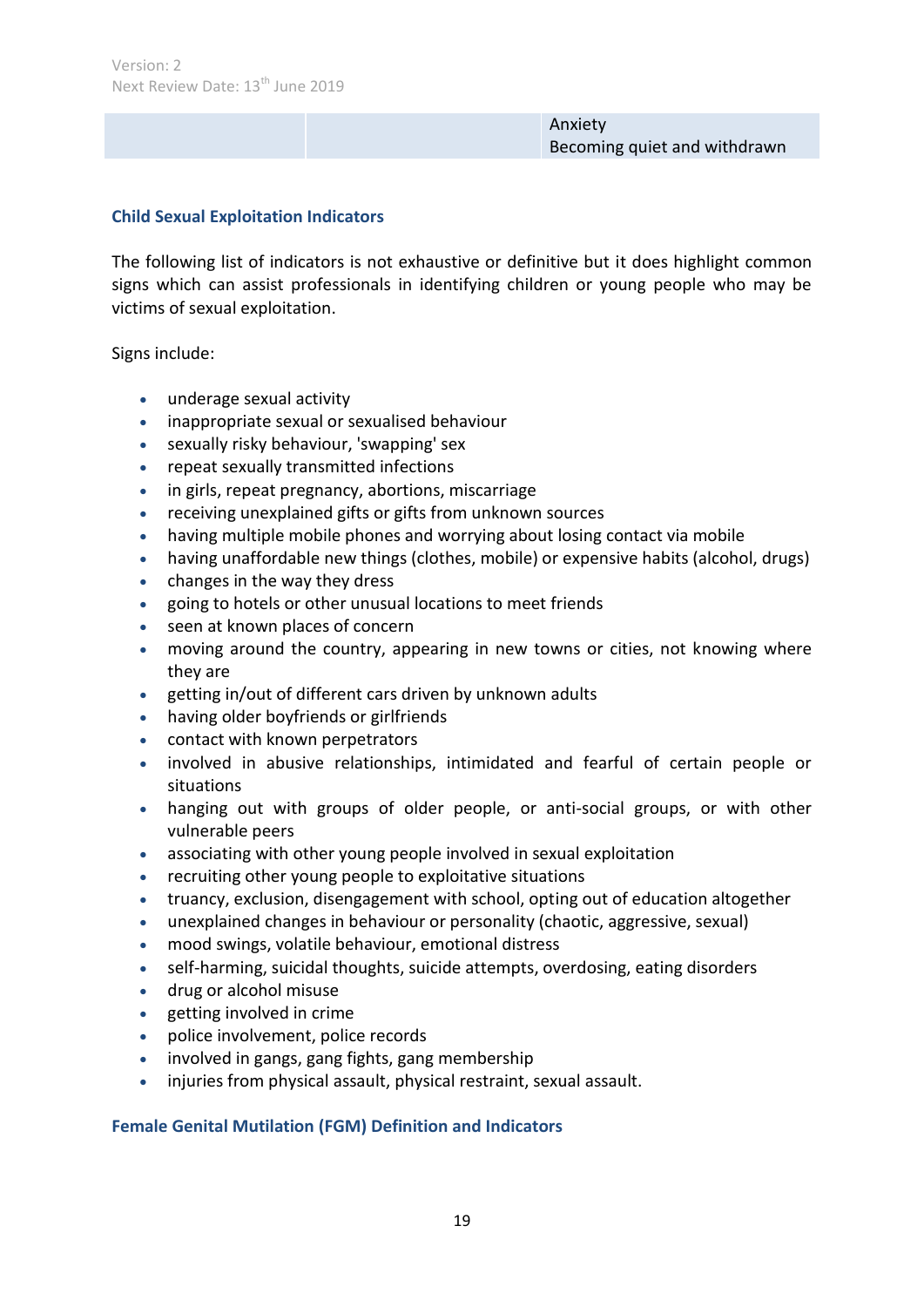| | | |
|---|---|---|
| | | Anxiety<br>Becoming quiet and withdrawn |

### Child Sexual Exploitation Indicators

The following list of indicators is not exhaustive or definitive but it does highlight common signs which can assist professionals in identifying children or young people who may be victims of sexual exploitation.

Signs include:

- underage sexual activity
- inappropriate sexual or sexualised behaviour
- sexually risky behaviour, 'swapping' sex
- repeat sexually transmitted infections
- in girls, repeat pregnancy, abortions, miscarriage
- receiving unexplained gifts or gifts from unknown sources
- having multiple mobile phones and worrying about losing contact via mobile
- having unaffordable new things (clothes, mobile) or expensive habits (alcohol, drugs)
- changes in the way they dress
- going to hotels or other unusual locations to meet friends
- seen at known places of concern
- moving around the country, appearing in new towns or cities, not knowing where they are
- getting in/out of different cars driven by unknown adults
- having older boyfriends or girlfriends
- contact with known perpetrators
- involved in abusive relationships, intimidated and fearful of certain people or situations
- hanging out with groups of older people, or anti-social groups, or with other vulnerable peers
- associating with other young people involved in sexual exploitation
- recruiting other young people to exploitative situations
- truancy, exclusion, disengagement with school, opting out of education altogether
- unexplained changes in behaviour or personality (chaotic, aggressive, sexual)
- mood swings, volatile behaviour, emotional distress
- self-harming, suicidal thoughts, suicide attempts, overdosing, eating disorders
- drug or alcohol misuse
- getting involved in crime
- police involvement, police records
- involved in gangs, gang fights, gang membership
- injuries from physical assault, physical restraint, sexual assault.

### Female Genital Mutilation (FGM) Definition and Indicators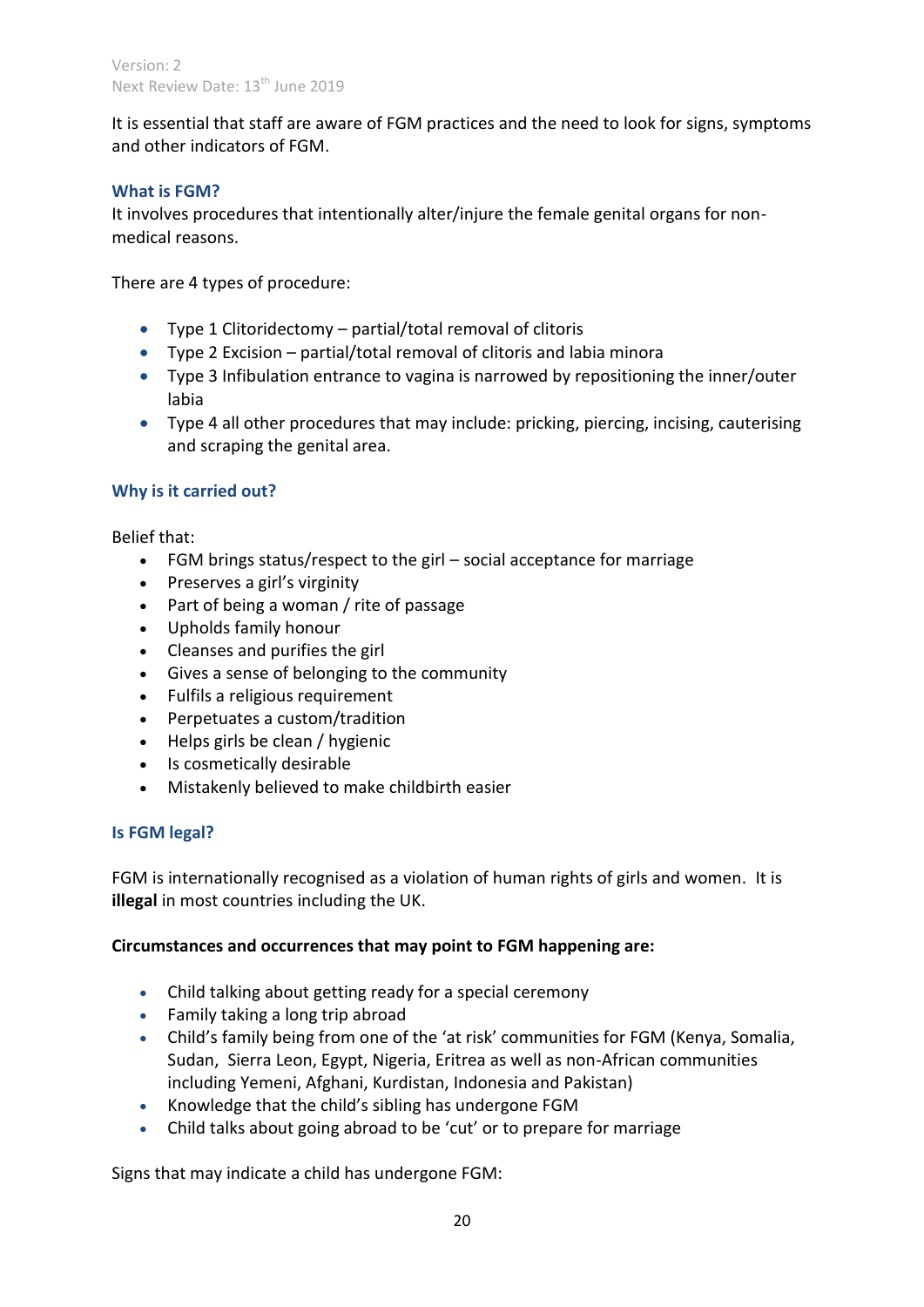Version: 2
Next Review Date: 13th June 2019

It is essential that staff are aware of FGM practices and the need to look for signs, symptoms and other indicators of FGM.

### What is FGM?

It involves procedures that intentionally alter/injure the female genital organs for non-medical reasons.

There are 4 types of procedure:

- Type 1 Clitoridectomy – partial/total removal of clitoris
- Type 2 Excision – partial/total removal of clitoris and labia minora
- Type 3 Infibulation entrance to vagina is narrowed by repositioning the inner/outer labia
- Type 4 all other procedures that may include: pricking, piercing, incising, cauterising and scraping the genital area.

### Why is it carried out?

Belief that:

- FGM brings status/respect to the girl – social acceptance for marriage
- Preserves a girl's virginity
- Part of being a woman / rite of passage
- Upholds family honour
- Cleanses and purifies the girl
- Gives a sense of belonging to the community
- Fulfils a religious requirement
- Perpetuates a custom/tradition
- Helps girls be clean / hygienic
- Is cosmetically desirable
- Mistakenly believed to make childbirth easier

### Is FGM legal?

FGM is internationally recognised as a violation of human rights of girls and women. It is **illegal** in most countries including the UK.

**Circumstances and occurrences that may point to FGM happening are:**

- Child talking about getting ready for a special ceremony
- Family taking a long trip abroad
- Child's family being from one of the 'at risk' communities for FGM (Kenya, Somalia, Sudan, Sierra Leon, Egypt, Nigeria, Eritrea as well as non-African communities including Yemeni, Afghani, Kurdistan, Indonesia and Pakistan)
- Knowledge that the child's sibling has undergone FGM
- Child talks about going abroad to be 'cut' or to prepare for marriage

Signs that may indicate a child has undergone FGM: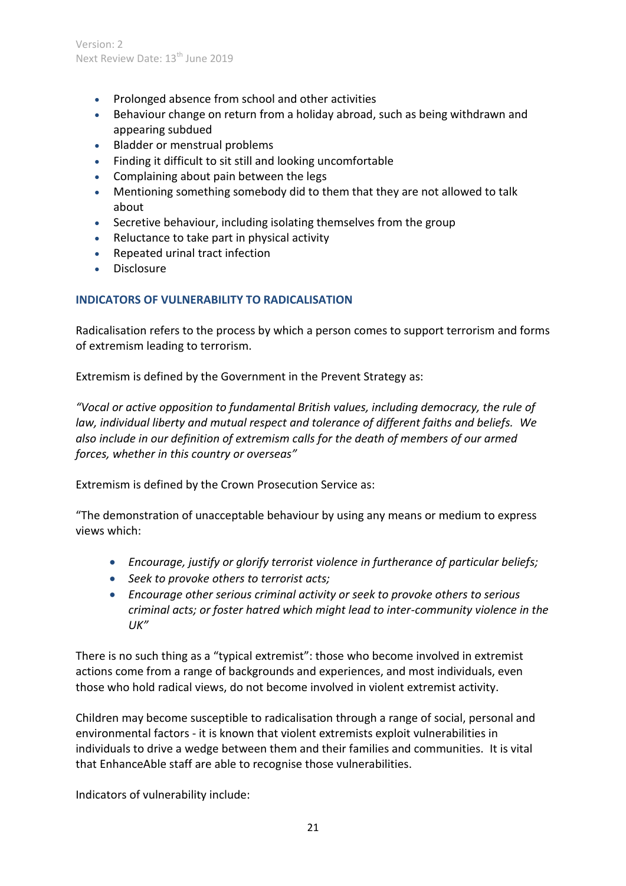- Prolonged absence from school and other activities
- Behaviour change on return from a holiday abroad, such as being withdrawn and appearing subdued
- Bladder or menstrual problems
- Finding it difficult to sit still and looking uncomfortable
- Complaining about pain between the legs
- Mentioning something somebody did to them that they are not allowed to talk about
- Secretive behaviour, including isolating themselves from the group
- Reluctance to take part in physical activity
- Repeated urinal tract infection
- Disclosure

## INDICATORS OF VULNERABILITY TO RADICALISATION

Radicalisation refers to the process by which a person comes to support terrorism and forms of extremism leading to terrorism.

Extremism is defined by the Government in the Prevent Strategy as:

*"Vocal or active opposition to fundamental British values, including democracy, the rule of law, individual liberty and mutual respect and tolerance of different faiths and beliefs. We also include in our definition of extremism calls for the death of members of our armed forces, whether in this country or overseas"*

Extremism is defined by the Crown Prosecution Service as:

"The demonstration of unacceptable behaviour by using any means or medium to express views which:

- *Encourage, justify or glorify terrorist violence in furtherance of particular beliefs;*
- *Seek to provoke others to terrorist acts;*
- *Encourage other serious criminal activity or seek to provoke others to serious criminal acts; or foster hatred which might lead to inter-community violence in the UK"*

There is no such thing as a "typical extremist": those who become involved in extremist actions come from a range of backgrounds and experiences, and most individuals, even those who hold radical views, do not become involved in violent extremist activity.

Children may become susceptible to radicalisation through a range of social, personal and environmental factors - it is known that violent extremists exploit vulnerabilities in individuals to drive a wedge between them and their families and communities. It is vital that EnhanceAble staff are able to recognise those vulnerabilities.

Indicators of vulnerability include: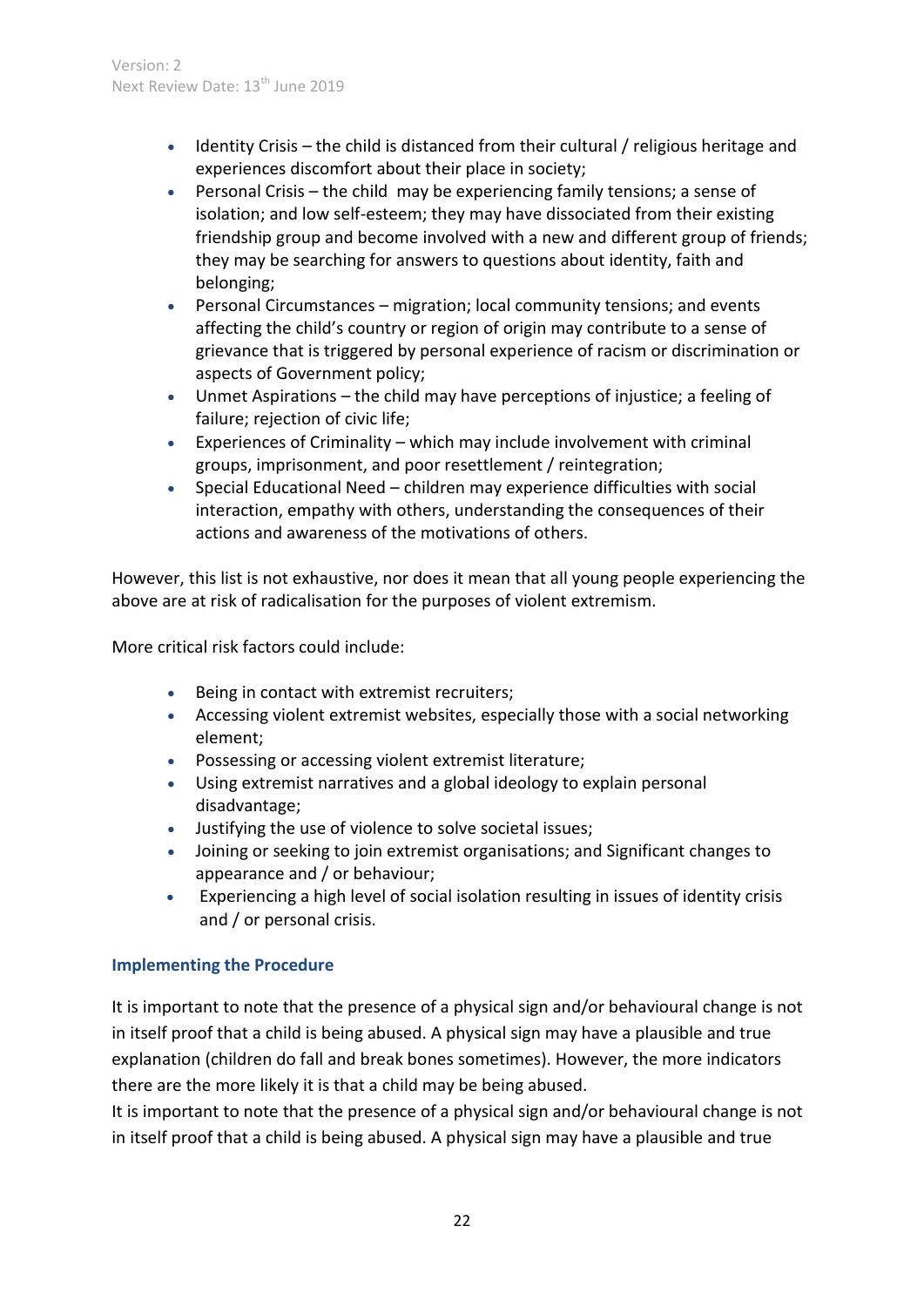- Identity Crisis – the child is distanced from their cultural / religious heritage and experiences discomfort about their place in society;
- Personal Crisis – the child may be experiencing family tensions; a sense of isolation; and low self-esteem; they may have dissociated from their existing friendship group and become involved with a new and different group of friends; they may be searching for answers to questions about identity, faith and belonging;
- Personal Circumstances – migration; local community tensions; and events affecting the child's country or region of origin may contribute to a sense of grievance that is triggered by personal experience of racism or discrimination or aspects of Government policy;
- Unmet Aspirations – the child may have perceptions of injustice; a feeling of failure; rejection of civic life;
- Experiences of Criminality – which may include involvement with criminal groups, imprisonment, and poor resettlement / reintegration;
- Special Educational Need – children may experience difficulties with social interaction, empathy with others, understanding the consequences of their actions and awareness of the motivations of others.

However, this list is not exhaustive, nor does it mean that all young people experiencing the above are at risk of radicalisation for the purposes of violent extremism.

More critical risk factors could include:

- Being in contact with extremist recruiters;
- Accessing violent extremist websites, especially those with a social networking element;
- Possessing or accessing violent extremist literature;
- Using extremist narratives and a global ideology to explain personal disadvantage;
- Justifying the use of violence to solve societal issues;
- Joining or seeking to join extremist organisations; and Significant changes to appearance and / or behaviour;
- Experiencing a high level of social isolation resulting in issues of identity crisis and / or personal crisis.

### Implementing the Procedure

It is important to note that the presence of a physical sign and/or behavioural change is not in itself proof that a child is being abused. A physical sign may have a plausible and true explanation (children do fall and break bones sometimes). However, the more indicators there are the more likely it is that a child may be being abused.
It is important to note that the presence of a physical sign and/or behavioural change is not in itself proof that a child is being abused. A physical sign may have a plausible and true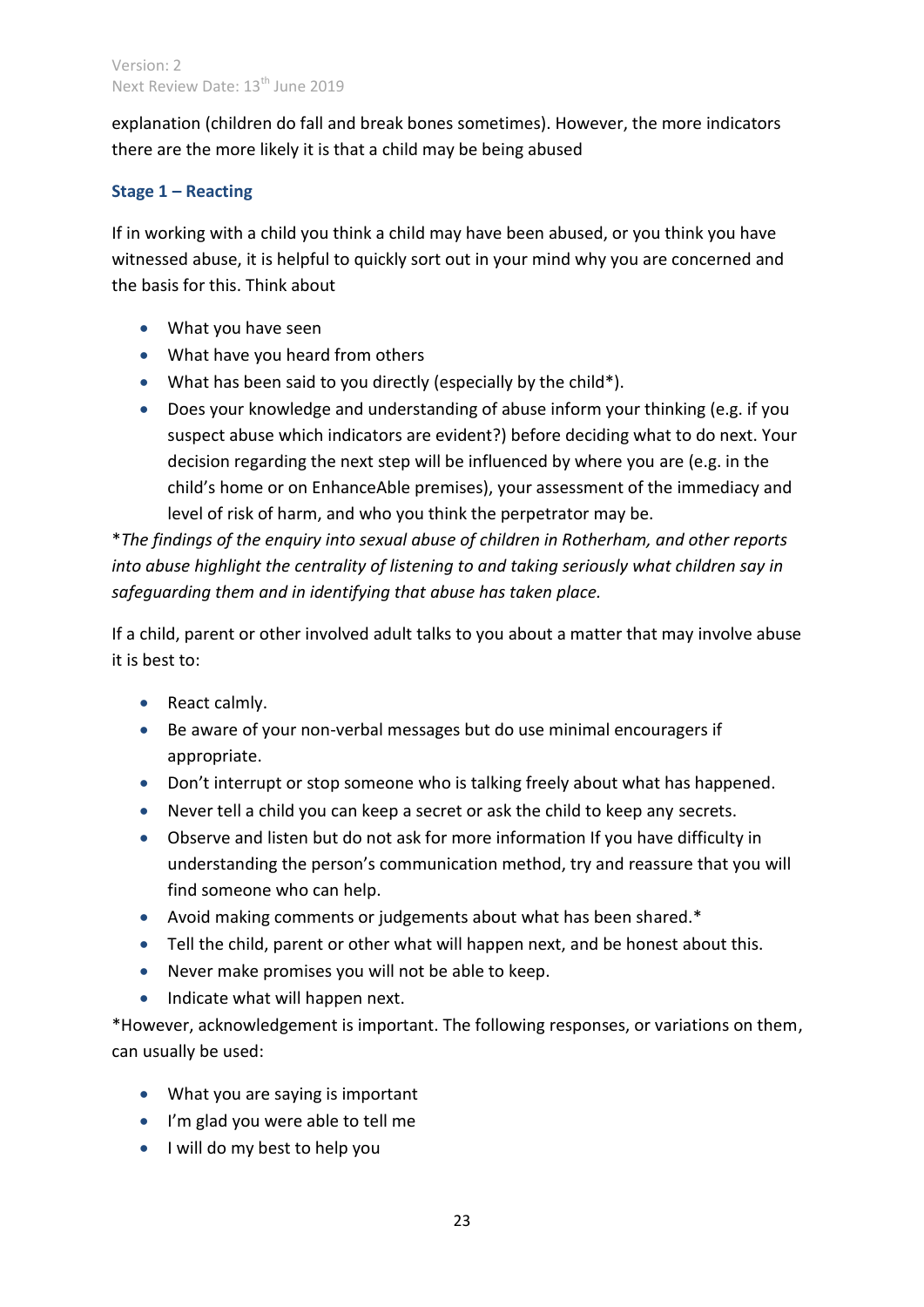explanation (children do fall and break bones sometimes). However, the more indicators there are the more likely it is that a child may be being abused

### Stage 1 – Reacting

If in working with a child you think a child may have been abused, or you think you have witnessed abuse, it is helpful to quickly sort out in your mind why you are concerned and the basis for this. Think about

- What you have seen
- What have you heard from others
- What has been said to you directly (especially by the child*).
- Does your knowledge and understanding of abuse inform your thinking (e.g. if you suspect abuse which indicators are evident?) before deciding what to do next. Your decision regarding the next step will be influenced by where you are (e.g. in the child's home or on EnhanceAble premises), your assessment of the immediacy and level of risk of harm, and who you think the perpetrator may be.

*\*The findings of the enquiry into sexual abuse of children in Rotherham, and other reports into abuse highlight the centrality of listening to and taking seriously what children say in safeguarding them and in identifying that abuse has taken place.*

If a child, parent or other involved adult talks to you about a matter that may involve abuse it is best to:

- React calmly.
- Be aware of your non-verbal messages but do use minimal encouragers if appropriate.
- Don't interrupt or stop someone who is talking freely about what has happened.
- Never tell a child you can keep a secret or ask the child to keep any secrets.
- Observe and listen but do not ask for more information If you have difficulty in understanding the person's communication method, try and reassure that you will find someone who can help.
- Avoid making comments or judgements about what has been shared.*
- Tell the child, parent or other what will happen next, and be honest about this.
- Never make promises you will not be able to keep.
- Indicate what will happen next.

*However, acknowledgement is important. The following responses, or variations on them, can usually be used:

- What you are saying is important
- I'm glad you were able to tell me
- I will do my best to help you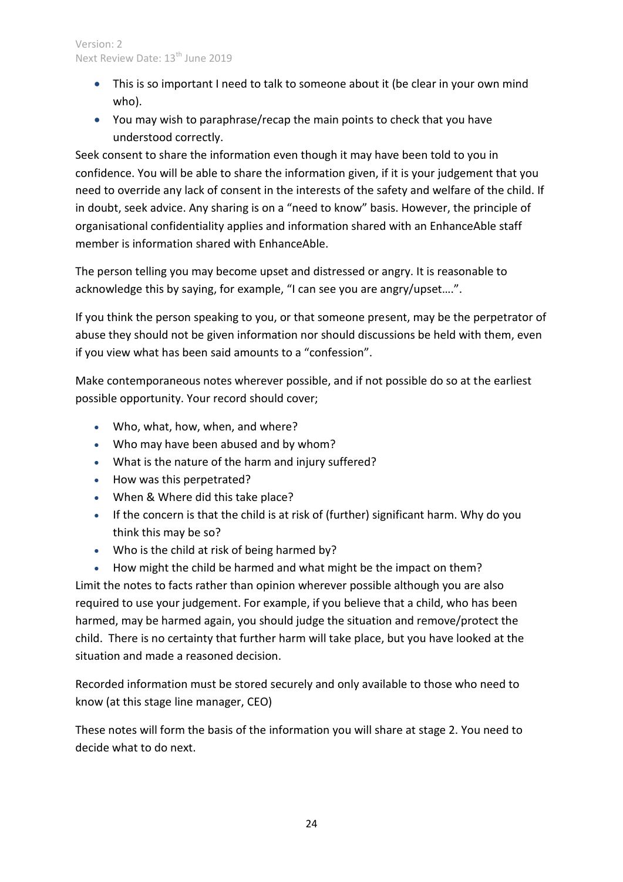- This is so important I need to talk to someone about it (be clear in your own mind who).
- You may wish to paraphrase/recap the main points to check that you have understood correctly.

Seek consent to share the information even though it may have been told to you in confidence. You will be able to share the information given, if it is your judgement that you need to override any lack of consent in the interests of the safety and welfare of the child. If in doubt, seek advice. Any sharing is on a "need to know" basis. However, the principle of organisational confidentiality applies and information shared with an EnhanceAble staff member is information shared with EnhanceAble.

The person telling you may become upset and distressed or angry. It is reasonable to acknowledge this by saying, for example, "I can see you are angry/upset….".

If you think the person speaking to you, or that someone present, may be the perpetrator of abuse they should not be given information nor should discussions be held with them, even if you view what has been said amounts to a "confession".

Make contemporaneous notes wherever possible, and if not possible do so at the earliest possible opportunity. Your record should cover;

- Who, what, how, when, and where?
- Who may have been abused and by whom?
- What is the nature of the harm and injury suffered?
- How was this perpetrated?
- When & Where did this take place?
- If the concern is that the child is at risk of (further) significant harm. Why do you think this may be so?
- Who is the child at risk of being harmed by?
- How might the child be harmed and what might be the impact on them?

Limit the notes to facts rather than opinion wherever possible although you are also required to use your judgement. For example, if you believe that a child, who has been harmed, may be harmed again, you should judge the situation and remove/protect the child. There is no certainty that further harm will take place, but you have looked at the situation and made a reasoned decision.

Recorded information must be stored securely and only available to those who need to know (at this stage line manager, CEO)

These notes will form the basis of the information you will share at stage 2. You need to decide what to do next.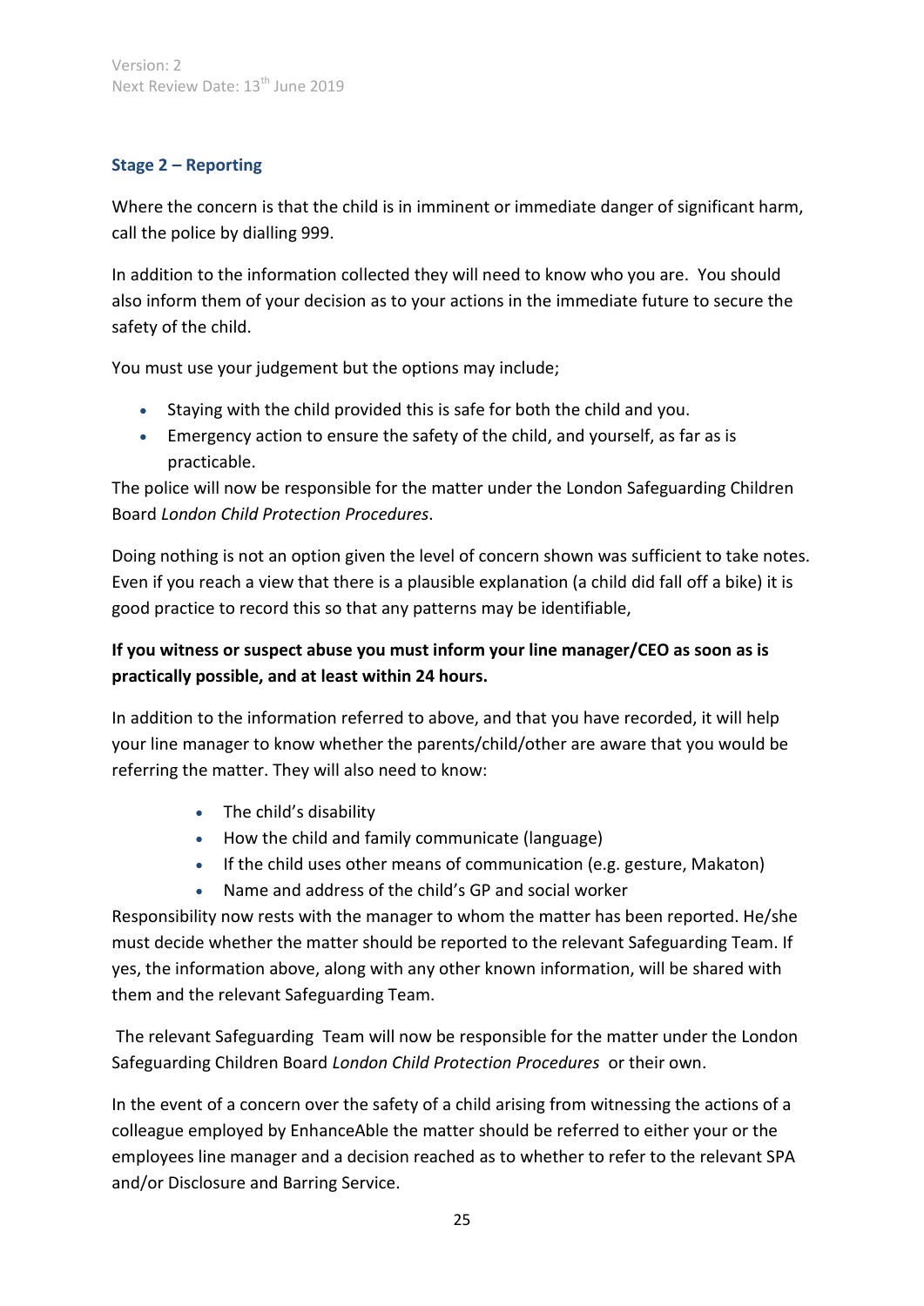### Stage 2 – Reporting

Where the concern is that the child is in imminent or immediate danger of significant harm, call the police by dialling 999.

In addition to the information collected they will need to know who you are. You should also inform them of your decision as to your actions in the immediate future to secure the safety of the child.

You must use your judgement but the options may include;

- Staying with the child provided this is safe for both the child and you.
- Emergency action to ensure the safety of the child, and yourself, as far as is practicable.

The police will now be responsible for the matter under the London Safeguarding Children Board *London Child Protection Procedures*.

Doing nothing is not an option given the level of concern shown was sufficient to take notes. Even if you reach a view that there is a plausible explanation (a child did fall off a bike) it is good practice to record this so that any patterns may be identifiable,

**If you witness or suspect abuse you must inform your line manager/CEO as soon as is practically possible, and at least within 24 hours.**

In addition to the information referred to above, and that you have recorded, it will help your line manager to know whether the parents/child/other are aware that you would be referring the matter. They will also need to know:

- The child's disability
- How the child and family communicate (language)
- If the child uses other means of communication (e.g. gesture, Makaton)
- Name and address of the child's GP and social worker

Responsibility now rests with the manager to whom the matter has been reported. He/she must decide whether the matter should be reported to the relevant Safeguarding Team. If yes, the information above, along with any other known information, will be shared with them and the relevant Safeguarding Team.

The relevant Safeguarding Team will now be responsible for the matter under the London Safeguarding Children Board *London Child Protection Procedures* or their own.

In the event of a concern over the safety of a child arising from witnessing the actions of a colleague employed by EnhanceAble the matter should be referred to either your or the employees line manager and a decision reached as to whether to refer to the relevant SPA and/or Disclosure and Barring Service.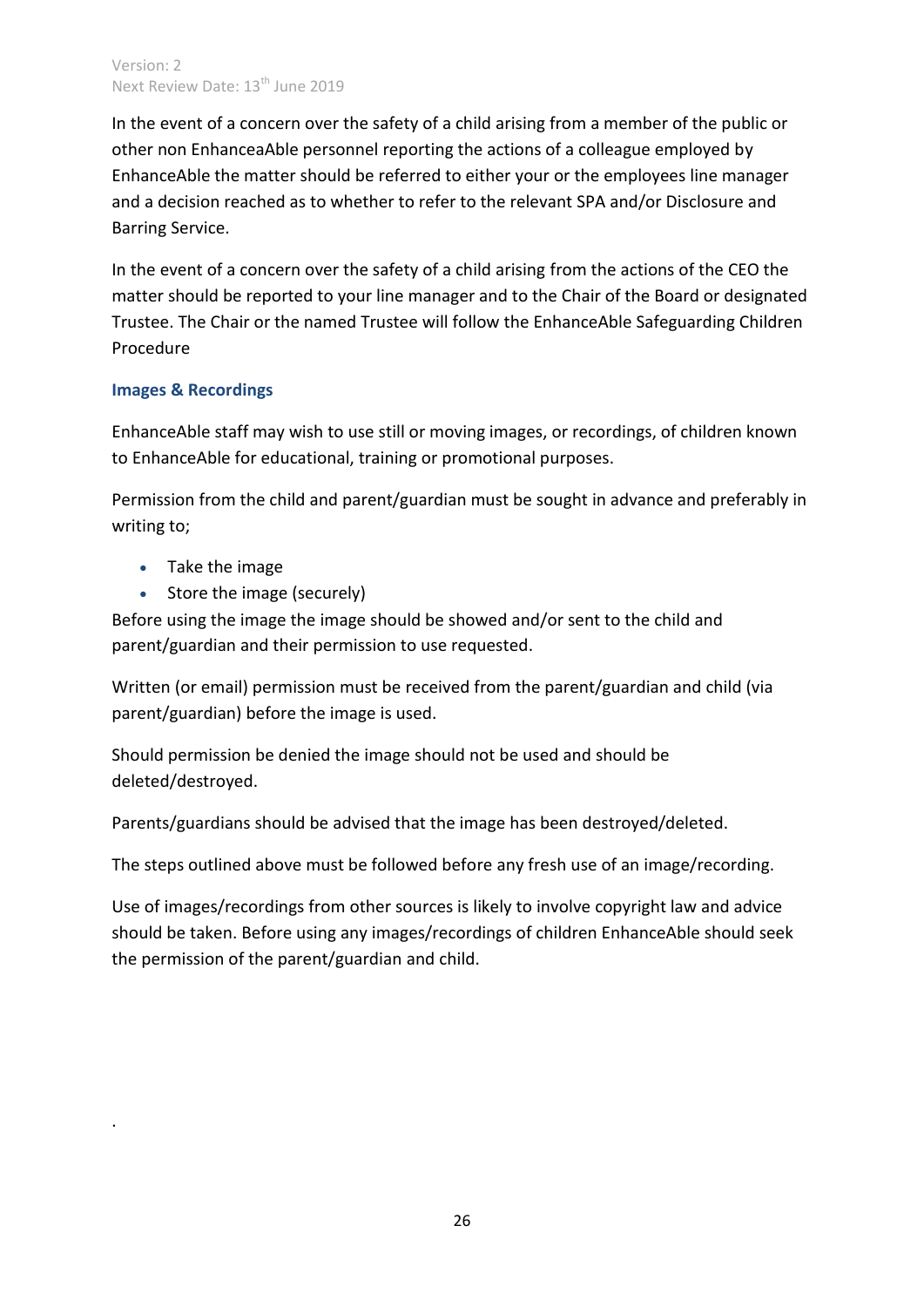In the event of a concern over the safety of a child arising from a member of the public or other non EnhanceaAble personnel reporting the actions of a colleague employed by EnhanceAble the matter should be referred to either your or the employees line manager and a decision reached as to whether to refer to the relevant SPA and/or Disclosure and Barring Service.

In the event of a concern over the safety of a child arising from the actions of the CEO the matter should be reported to your line manager and to the Chair of the Board or designated Trustee. The Chair or the named Trustee will follow the EnhanceAble Safeguarding Children Procedure

### Images & Recordings

EnhanceAble staff may wish to use still or moving images, or recordings, of children known to EnhanceAble for educational, training or promotional purposes.

Permission from the child and parent/guardian must be sought in advance and preferably in writing to;

- Take the image
- Store the image (securely)

Before using the image the image should be showed and/or sent to the child and parent/guardian and their permission to use requested.

Written (or email) permission must be received from the parent/guardian and child (via parent/guardian) before the image is used.

Should permission be denied the image should not be used and should be deleted/destroyed.

Parents/guardians should be advised that the image has been destroyed/deleted.

The steps outlined above must be followed before any fresh use of an image/recording.

Use of images/recordings from other sources is likely to involve copyright law and advice should be taken. Before using any images/recordings of children EnhanceAble should seek the permission of the parent/guardian and child.

.